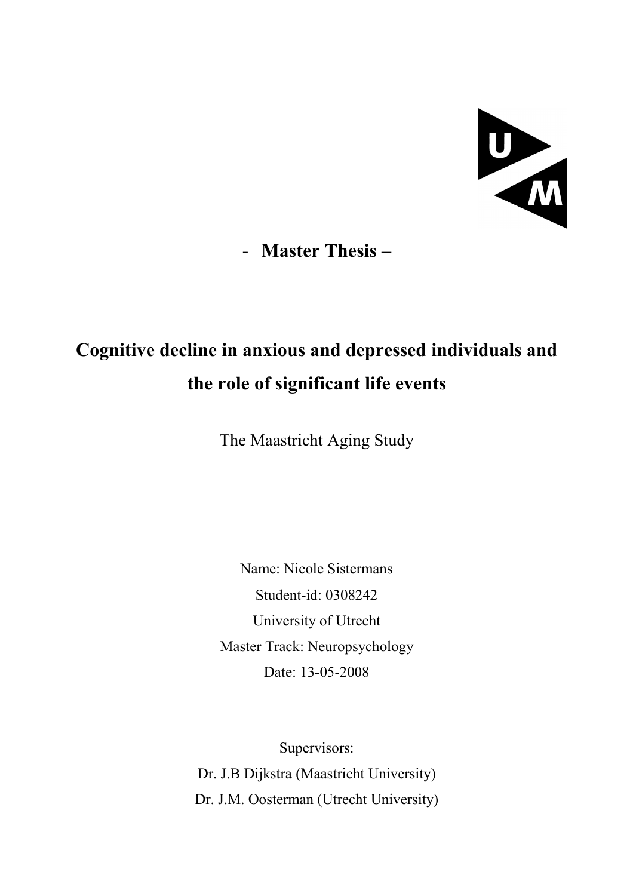- **Master Thesis –**

# Cognitive decline in anxious and depressed individuals and the role of significant life events

The Maastricht Aging Study

Name: Nicole Sistermans

Student-id: 0308242

University of Utrecht

Master Track: Neuropsychology

Date: 13-05-2008

Supervisors:

Dr. J.B Dijkstra (Maastricht University)

Dr. J.M. Oosterman (Utrecht University)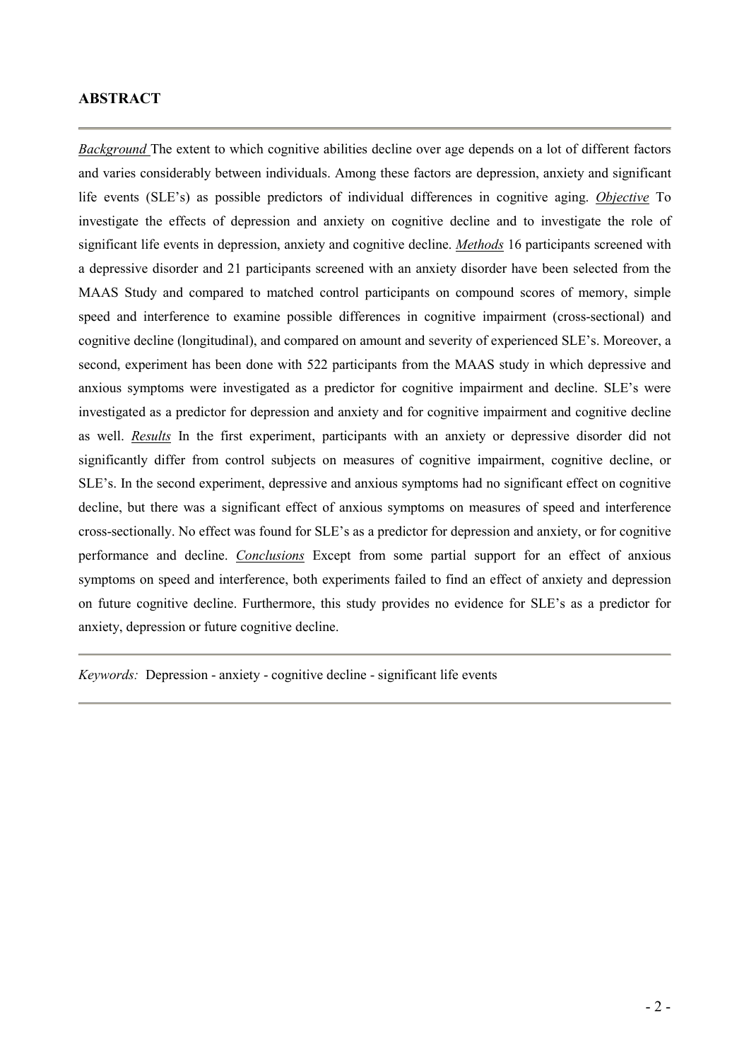## ABSTRACT

---

*Background* The extent to which cognitive abilities decline over age depends on a lot of different factors and varies considerably between individuals. Among these factors are depression, anxiety and significant life events (SLE's) as possible predictors of individual differences in cognitive aging. *Objective* To investigate the effects of depression and anxiety on cognitive decline and to investigate the role of significant life events in depression, anxiety and cognitive decline. *Methods* 16 participants screened with a depressive disorder and 21 participants screened with an anxiety disorder have been selected from the MAAS Study and compared to matched control participants on compound scores of memory, simple speed and interference to examine possible differences in cognitive impairment (cross-sectional) and cognitive decline (longitudinal), and compared on amount and severity of experienced SLE's. Moreover, a second, experiment has been done with 522 participants from the MAAS study in which depressive and anxious symptoms were investigated as a predictor for cognitive impairment and decline. SLE's were investigated as a predictor for depression and anxiety and for cognitive impairment and cognitive decline as well. *Results* In the first experiment, participants with an anxiety or depressive disorder did not significantly differ from control subjects on measures of cognitive impairment, cognitive decline, or SLE's. In the second experiment, depressive and anxious symptoms had no significant effect on cognitive decline, but there was a significant effect of anxious symptoms on measures of speed and interference cross-sectionally. No effect was found for SLE's as a predictor for depression and anxiety, or for cognitive performance and decline. *Conclusions* Except from some partial support for an effect of anxious symptoms on speed and interference, both experiments failed to find an effect of anxiety and depression on future cognitive decline. Furthermore, this study provides no evidence for SLE's as a predictor for anxiety, depression or future cognitive decline.

---

*Keywords:* Depression - anxiety - cognitive decline - significant life events

---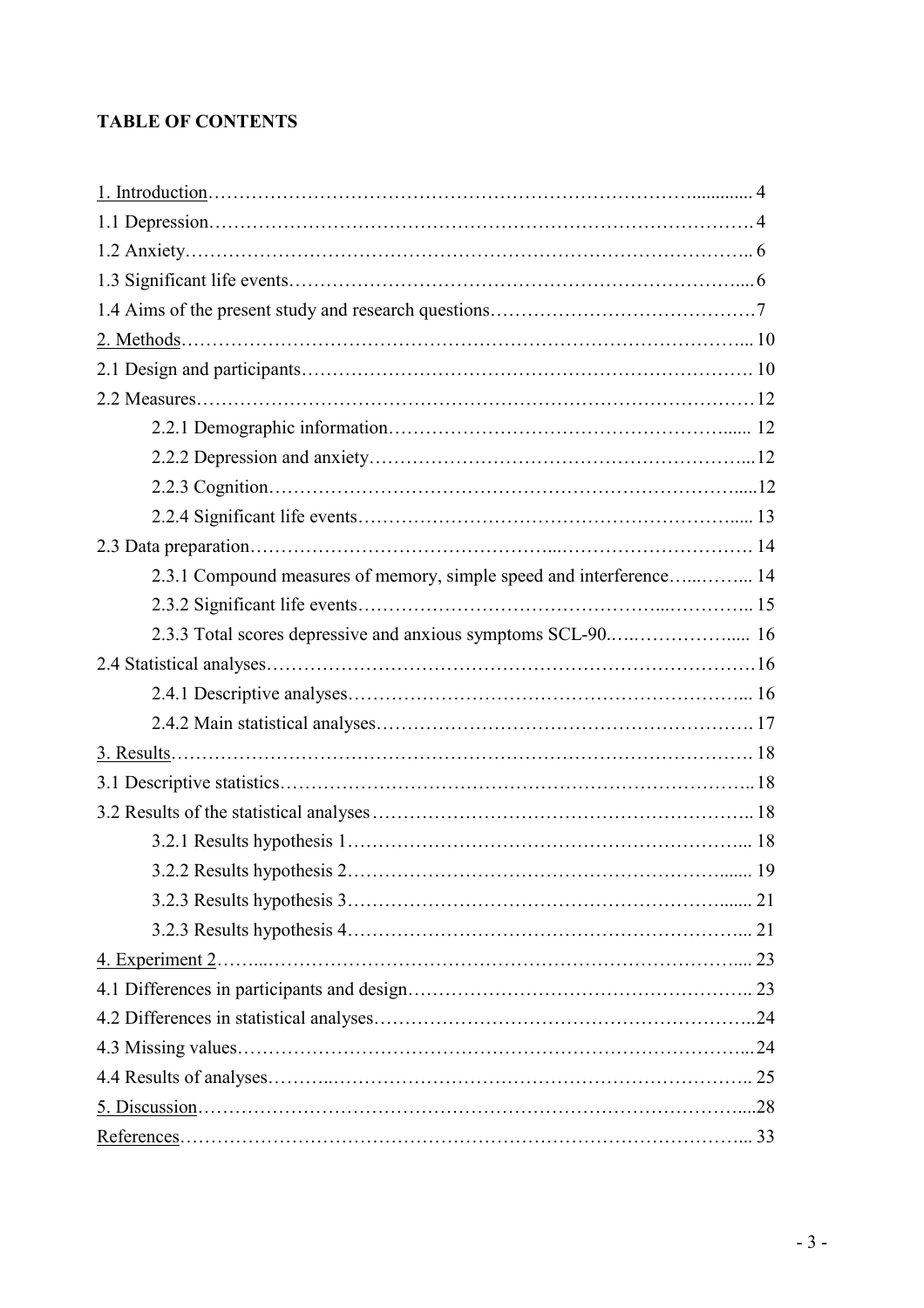**TABLE OF CONTENTS**

1. Introduction……………………………………………………………………….............. 4
1.1 Depression……………………………………………………………………………. 4
1.2 Anxiety……………………………………………………………………………….. 6
1.3 Significant life events……………………………………………………………….... 6
1.4 Aims of the present study and research questions……………………………………7
2. Methods………………………………………………………………………………... 10
2.1 Design and participants………………………………………………………………. 10
2.2 Measures……………………………………………………………………………12
    2.2.1 Demographic information………………………………………………...... 12
    2.2.2 Depression and anxiety…………………………………………………...12
    2.2.3 Cognition………………………………………………………………......12
    2.2.4 Significant life events…………………………………………………...... 13
2.3 Data preparation……………………………………...……………………………. 14
    2.3.1 Compound measures of memory, simple speed and interference…..……... 14
    2.3.2 Significant life events………………………………………...…………... 15
    2.3.3 Total scores depressive and anxious symptoms SCL-90..…..…………..... 16
2.4 Statistical analyses……………………………………………………………………16
    2.4.1 Descriptive analyses……………………………………………………... 16
    2.4.2 Main statistical analyses……………………………………………………. 17
3. Results………………………………………………………………………………… 18
3.1 Descriptive statistics……………………………………………………………………..18
3.2 Results of the statistical analyses …………………………………………………….. 18
    3.2.1 Results hypothesis 1………………………………………………………... 18
    3.2.2 Results hypothesis 2…………………………………………………....... 19
    3.2.3 Results hypothesis 3…………………………………………………....... 21
    3.2.3 Results hypothesis 4……………………………………………………... 21
4. Experiment 2…....……………………………………………………………………..... 23
4.1 Differences in participants and design……………………………………………….. 23
4.2 Differences in statistical analyses……………………………………………………..24
4.3 Missing values……………………………………………………………………….....24
4.4 Results of analyses………..…………………………………………………………….. 25
5. Discussion…………………………………………………………………………....28
References……………………………………………………………………………... 33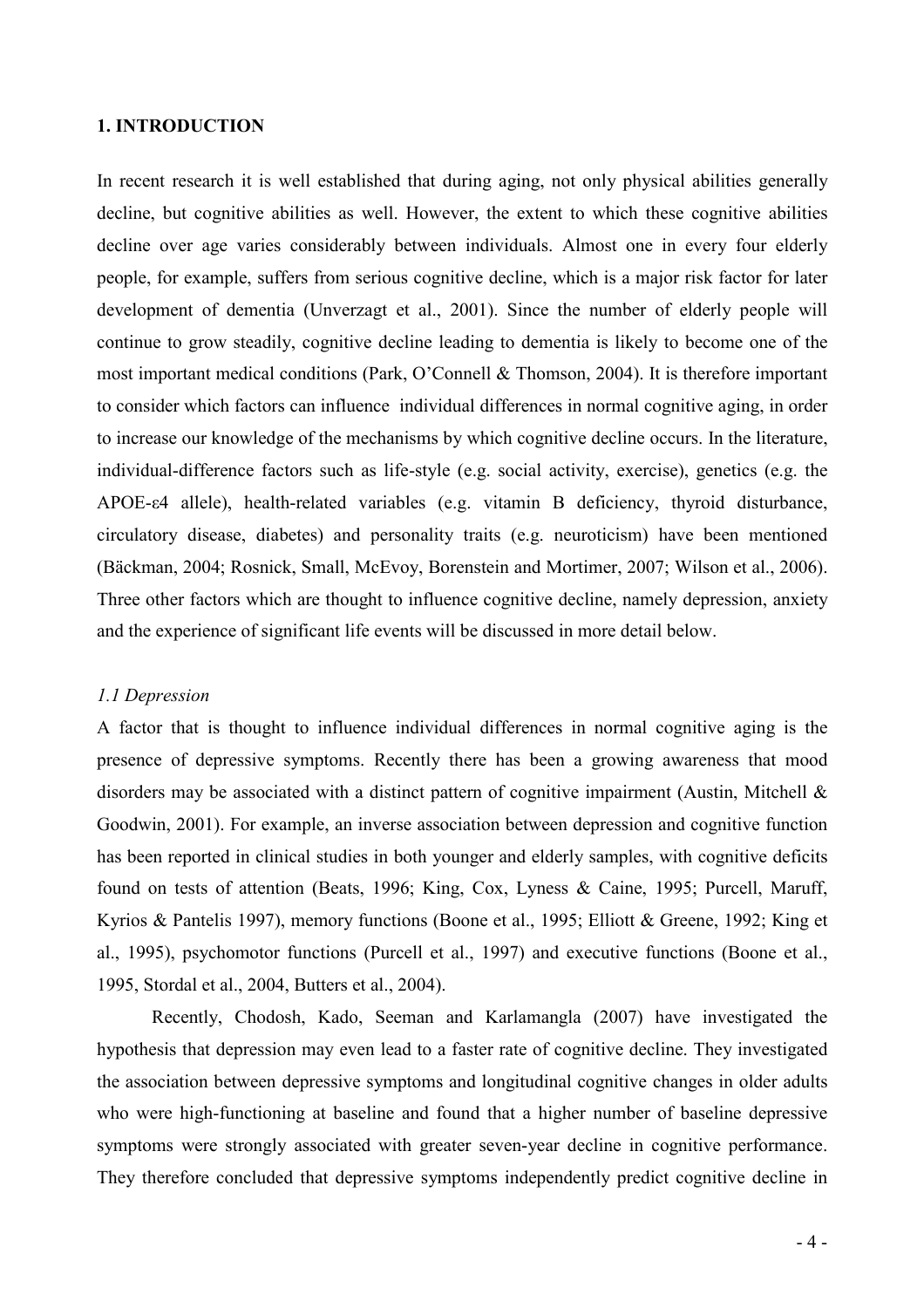## 1. INTRODUCTION

In recent research it is well established that during aging, not only physical abilities generally decline, but cognitive abilities as well. However, the extent to which these cognitive abilities decline over age varies considerably between individuals. Almost one in every four elderly people, for example, suffers from serious cognitive decline, which is a major risk factor for later development of dementia (Unverzagt et al., 2001). Since the number of elderly people will continue to grow steadily, cognitive decline leading to dementia is likely to become one of the most important medical conditions (Park, O'Connell & Thomson, 2004). It is therefore important to consider which factors can influence individual differences in normal cognitive aging, in order to increase our knowledge of the mechanisms by which cognitive decline occurs. In the literature, individual-difference factors such as life-style (e.g. social activity, exercise), genetics (e.g. the APOE-ε4 allele), health-related variables (e.g. vitamin B deficiency, thyroid disturbance, circulatory disease, diabetes) and personality traits (e.g. neuroticism) have been mentioned (Bäckman, 2004; Rosnick, Small, McEvoy, Borenstein and Mortimer, 2007; Wilson et al., 2006). Three other factors which are thought to influence cognitive decline, namely depression, anxiety and the experience of significant life events will be discussed in more detail below.

### *1.1 Depression*

A factor that is thought to influence individual differences in normal cognitive aging is the presence of depressive symptoms. Recently there has been a growing awareness that mood disorders may be associated with a distinct pattern of cognitive impairment (Austin, Mitchell & Goodwin, 2001). For example, an inverse association between depression and cognitive function has been reported in clinical studies in both younger and elderly samples, with cognitive deficits found on tests of attention (Beats, 1996; King, Cox, Lyness & Caine, 1995; Purcell, Maruff, Kyrios & Pantelis 1997), memory functions (Boone et al., 1995; Elliott & Greene, 1992; King et al., 1995), psychomotor functions (Purcell et al., 1997) and executive functions (Boone et al., 1995, Stordal et al., 2004, Butters et al., 2004).

Recently, Chodosh, Kado, Seeman and Karlamangla (2007) have investigated the hypothesis that depression may even lead to a faster rate of cognitive decline. They investigated the association between depressive symptoms and longitudinal cognitive changes in older adults who were high-functioning at baseline and found that a higher number of baseline depressive symptoms were strongly associated with greater seven-year decline in cognitive performance. They therefore concluded that depressive symptoms independently predict cognitive decline in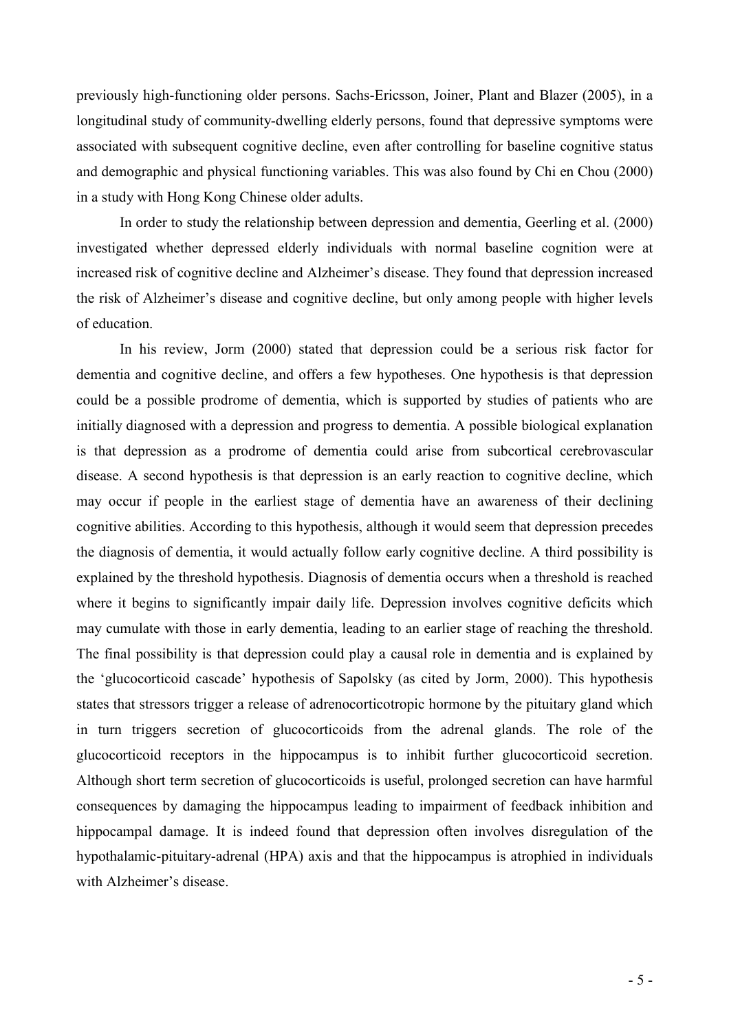previously high-functioning older persons. Sachs-Ericsson, Joiner, Plant and Blazer (2005), in a longitudinal study of community-dwelling elderly persons, found that depressive symptoms were associated with subsequent cognitive decline, even after controlling for baseline cognitive status and demographic and physical functioning variables. This was also found by Chi en Chou (2000) in a study with Hong Kong Chinese older adults.

In order to study the relationship between depression and dementia, Geerling et al. (2000) investigated whether depressed elderly individuals with normal baseline cognition were at increased risk of cognitive decline and Alzheimer's disease. They found that depression increased the risk of Alzheimer's disease and cognitive decline, but only among people with higher levels of education.

In his review, Jorm (2000) stated that depression could be a serious risk factor for dementia and cognitive decline, and offers a few hypotheses. One hypothesis is that depression could be a possible prodrome of dementia, which is supported by studies of patients who are initially diagnosed with a depression and progress to dementia. A possible biological explanation is that depression as a prodrome of dementia could arise from subcortical cerebrovascular disease. A second hypothesis is that depression is an early reaction to cognitive decline, which may occur if people in the earliest stage of dementia have an awareness of their declining cognitive abilities. According to this hypothesis, although it would seem that depression precedes the diagnosis of dementia, it would actually follow early cognitive decline. A third possibility is explained by the threshold hypothesis. Diagnosis of dementia occurs when a threshold is reached where it begins to significantly impair daily life. Depression involves cognitive deficits which may cumulate with those in early dementia, leading to an earlier stage of reaching the threshold. The final possibility is that depression could play a causal role in dementia and is explained by the 'glucocorticoid cascade' hypothesis of Sapolsky (as cited by Jorm, 2000). This hypothesis states that stressors trigger a release of adrenocorticotropic hormone by the pituitary gland which in turn triggers secretion of glucocorticoids from the adrenal glands. The role of the glucocorticoid receptors in the hippocampus is to inhibit further glucocorticoid secretion. Although short term secretion of glucocorticoids is useful, prolonged secretion can have harmful consequences by damaging the hippocampus leading to impairment of feedback inhibition and hippocampal damage. It is indeed found that depression often involves disregulation of the hypothalamic-pituitary-adrenal (HPA) axis and that the hippocampus is atrophied in individuals with Alzheimer's disease.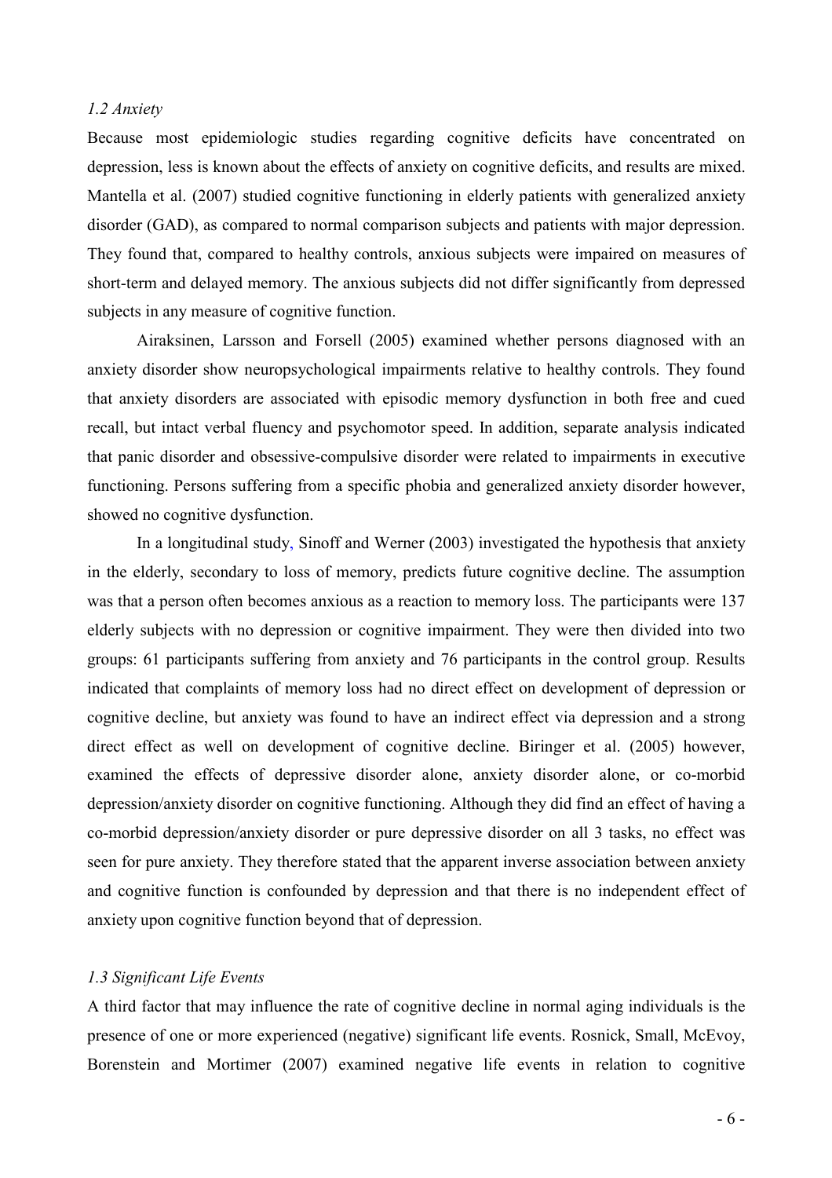### *1.2 Anxiety*

Because most epidemiologic studies regarding cognitive deficits have concentrated on depression, less is known about the effects of anxiety on cognitive deficits, and results are mixed. Mantella et al. (2007) studied cognitive functioning in elderly patients with generalized anxiety disorder (GAD), as compared to normal comparison subjects and patients with major depression. They found that, compared to healthy controls, anxious subjects were impaired on measures of short-term and delayed memory. The anxious subjects did not differ significantly from depressed subjects in any measure of cognitive function.

Airaksinen, Larsson and Forsell (2005) examined whether persons diagnosed with an anxiety disorder show neuropsychological impairments relative to healthy controls. They found that anxiety disorders are associated with episodic memory dysfunction in both free and cued recall, but intact verbal fluency and psychomotor speed. In addition, separate analysis indicated that panic disorder and obsessive-compulsive disorder were related to impairments in executive functioning. Persons suffering from a specific phobia and generalized anxiety disorder however, showed no cognitive dysfunction.

In a longitudinal study, Sinoff and Werner (2003) investigated the hypothesis that anxiety in the elderly, secondary to loss of memory, predicts future cognitive decline. The assumption was that a person often becomes anxious as a reaction to memory loss. The participants were 137 elderly subjects with no depression or cognitive impairment. They were then divided into two groups: 61 participants suffering from anxiety and 76 participants in the control group. Results indicated that complaints of memory loss had no direct effect on development of depression or cognitive decline, but anxiety was found to have an indirect effect via depression and a strong direct effect as well on development of cognitive decline. Biringer et al. (2005) however, examined the effects of depressive disorder alone, anxiety disorder alone, or co-morbid depression/anxiety disorder on cognitive functioning. Although they did find an effect of having a co-morbid depression/anxiety disorder or pure depressive disorder on all 3 tasks, no effect was seen for pure anxiety. They therefore stated that the apparent inverse association between anxiety and cognitive function is confounded by depression and that there is no independent effect of anxiety upon cognitive function beyond that of depression.

### *1.3 Significant Life Events*

A third factor that may influence the rate of cognitive decline in normal aging individuals is the presence of one or more experienced (negative) significant life events. Rosnick, Small, McEvoy, Borenstein and Mortimer (2007) examined negative life events in relation to cognitive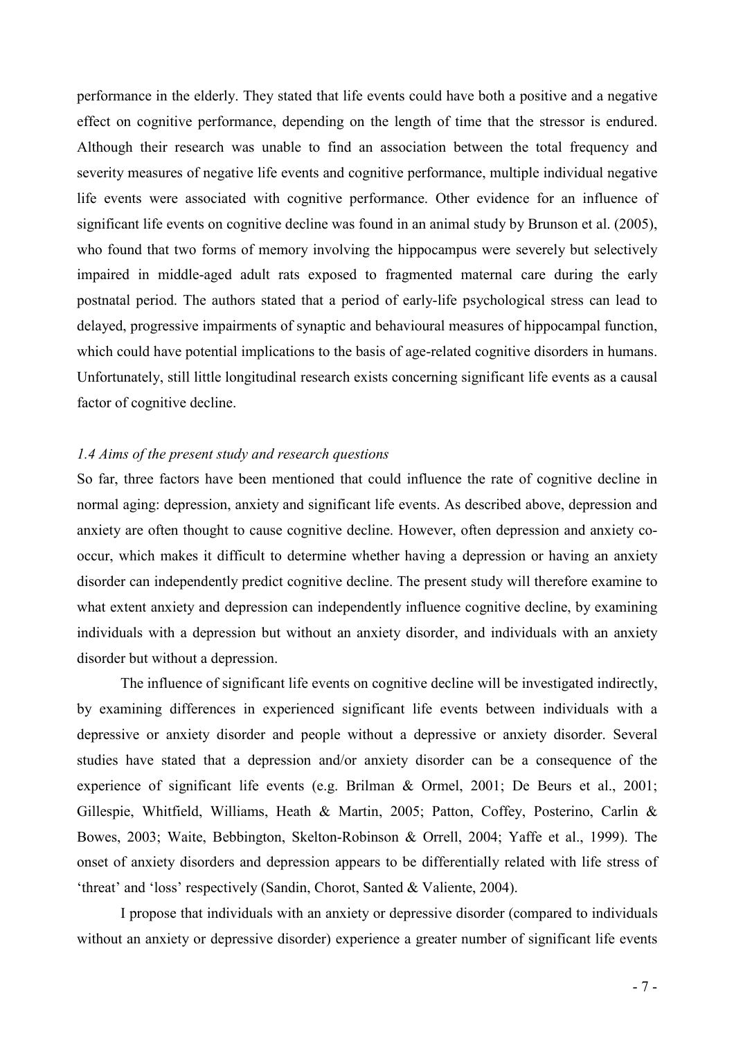performance in the elderly. They stated that life events could have both a positive and a negative effect on cognitive performance, depending on the length of time that the stressor is endured. Although their research was unable to find an association between the total frequency and severity measures of negative life events and cognitive performance, multiple individual negative life events were associated with cognitive performance. Other evidence for an influence of significant life events on cognitive decline was found in an animal study by Brunson et al. (2005), who found that two forms of memory involving the hippocampus were severely but selectively impaired in middle-aged adult rats exposed to fragmented maternal care during the early postnatal period. The authors stated that a period of early-life psychological stress can lead to delayed, progressive impairments of synaptic and behavioural measures of hippocampal function, which could have potential implications to the basis of age-related cognitive disorders in humans. Unfortunately, still little longitudinal research exists concerning significant life events as a causal factor of cognitive decline.

### *1.4 Aims of the present study and research questions*

So far, three factors have been mentioned that could influence the rate of cognitive decline in normal aging: depression, anxiety and significant life events. As described above, depression and anxiety are often thought to cause cognitive decline. However, often depression and anxiety co-occur, which makes it difficult to determine whether having a depression or having an anxiety disorder can independently predict cognitive decline. The present study will therefore examine to what extent anxiety and depression can independently influence cognitive decline, by examining individuals with a depression but without an anxiety disorder, and individuals with an anxiety disorder but without a depression.

The influence of significant life events on cognitive decline will be investigated indirectly, by examining differences in experienced significant life events between individuals with a depressive or anxiety disorder and people without a depressive or anxiety disorder. Several studies have stated that a depression and/or anxiety disorder can be a consequence of the experience of significant life events (e.g. Brilman & Ormel, 2001; De Beurs et al., 2001; Gillespie, Whitfield, Williams, Heath & Martin, 2005; Patton, Coffey, Posterino, Carlin & Bowes, 2003; Waite, Bebbington, Skelton-Robinson & Orrell, 2004; Yaffe et al., 1999). The onset of anxiety disorders and depression appears to be differentially related with life stress of 'threat' and 'loss' respectively (Sandin, Chorot, Santed & Valiente, 2004).

I propose that individuals with an anxiety or depressive disorder (compared to individuals without an anxiety or depressive disorder) experience a greater number of significant life events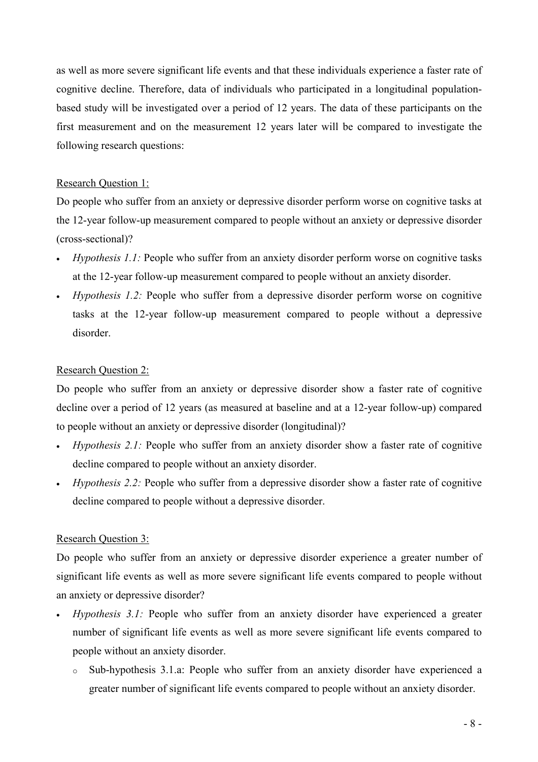as well as more severe significant life events and that these individuals experience a faster rate of cognitive decline. Therefore, data of individuals who participated in a longitudinal population-based study will be investigated over a period of 12 years. The data of these participants on the first measurement and on the measurement 12 years later will be compared to investigate the following research questions:

Research Question 1:

Do people who suffer from an anxiety or depressive disorder perform worse on cognitive tasks at the 12-year follow-up measurement compared to people without an anxiety or depressive disorder (cross-sectional)?

- *Hypothesis 1.1:* People who suffer from an anxiety disorder perform worse on cognitive tasks at the 12-year follow-up measurement compared to people without an anxiety disorder.
- *Hypothesis 1.2:* People who suffer from a depressive disorder perform worse on cognitive tasks at the 12-year follow-up measurement compared to people without a depressive disorder.

Research Question 2:

Do people who suffer from an anxiety or depressive disorder show a faster rate of cognitive decline over a period of 12 years (as measured at baseline and at a 12-year follow-up) compared to people without an anxiety or depressive disorder (longitudinal)?

- *Hypothesis 2.1:* People who suffer from an anxiety disorder show a faster rate of cognitive decline compared to people without an anxiety disorder.
- *Hypothesis 2.2:* People who suffer from a depressive disorder show a faster rate of cognitive decline compared to people without a depressive disorder.

Research Question 3:

Do people who suffer from an anxiety or depressive disorder experience a greater number of significant life events as well as more severe significant life events compared to people without an anxiety or depressive disorder?

- *Hypothesis 3.1:* People who suffer from an anxiety disorder have experienced a greater number of significant life events as well as more severe significant life events compared to people without an anxiety disorder.
  - Sub-hypothesis 3.1.a: People who suffer from an anxiety disorder have experienced a greater number of significant life events compared to people without an anxiety disorder.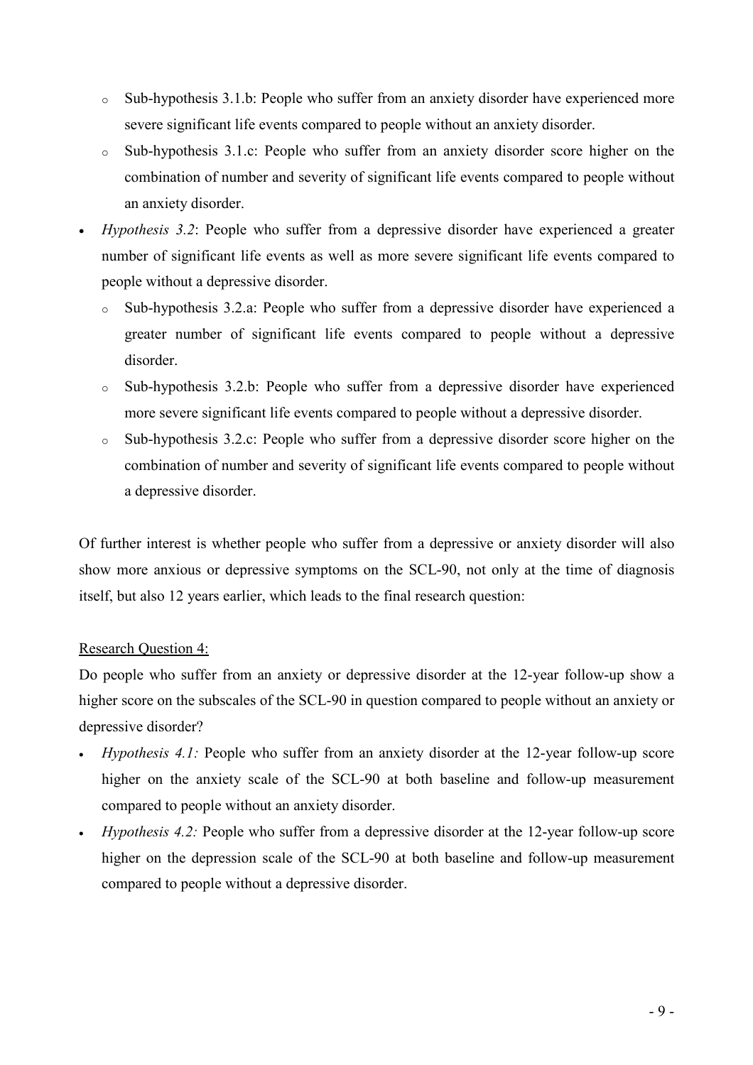- Sub-hypothesis 3.1.b: People who suffer from an anxiety disorder have experienced more severe significant life events compared to people without an anxiety disorder.
   - Sub-hypothesis 3.1.c: People who suffer from an anxiety disorder score higher on the combination of number and severity of significant life events compared to people without an anxiety disorder.
- *Hypothesis 3.2*: People who suffer from a depressive disorder have experienced a greater number of significant life events as well as more severe significant life events compared to people without a depressive disorder.
   - Sub-hypothesis 3.2.a: People who suffer from a depressive disorder have experienced a greater number of significant life events compared to people without a depressive disorder.
   - Sub-hypothesis 3.2.b: People who suffer from a depressive disorder have experienced more severe significant life events compared to people without a depressive disorder.
   - Sub-hypothesis 3.2.c: People who suffer from a depressive disorder score higher on the combination of number and severity of significant life events compared to people without a depressive disorder.

Of further interest is whether people who suffer from a depressive or anxiety disorder will also show more anxious or depressive symptoms on the SCL-90, not only at the time of diagnosis itself, but also 12 years earlier, which leads to the final research question:

Research Question 4:

Do people who suffer from an anxiety or depressive disorder at the 12-year follow-up show a higher score on the subscales of the SCL-90 in question compared to people without an anxiety or depressive disorder?

- *Hypothesis 4.1:* People who suffer from an anxiety disorder at the 12-year follow-up score higher on the anxiety scale of the SCL-90 at both baseline and follow-up measurement compared to people without an anxiety disorder.
- *Hypothesis 4.2:* People who suffer from a depressive disorder at the 12-year follow-up score higher on the depression scale of the SCL-90 at both baseline and follow-up measurement compared to people without a depressive disorder.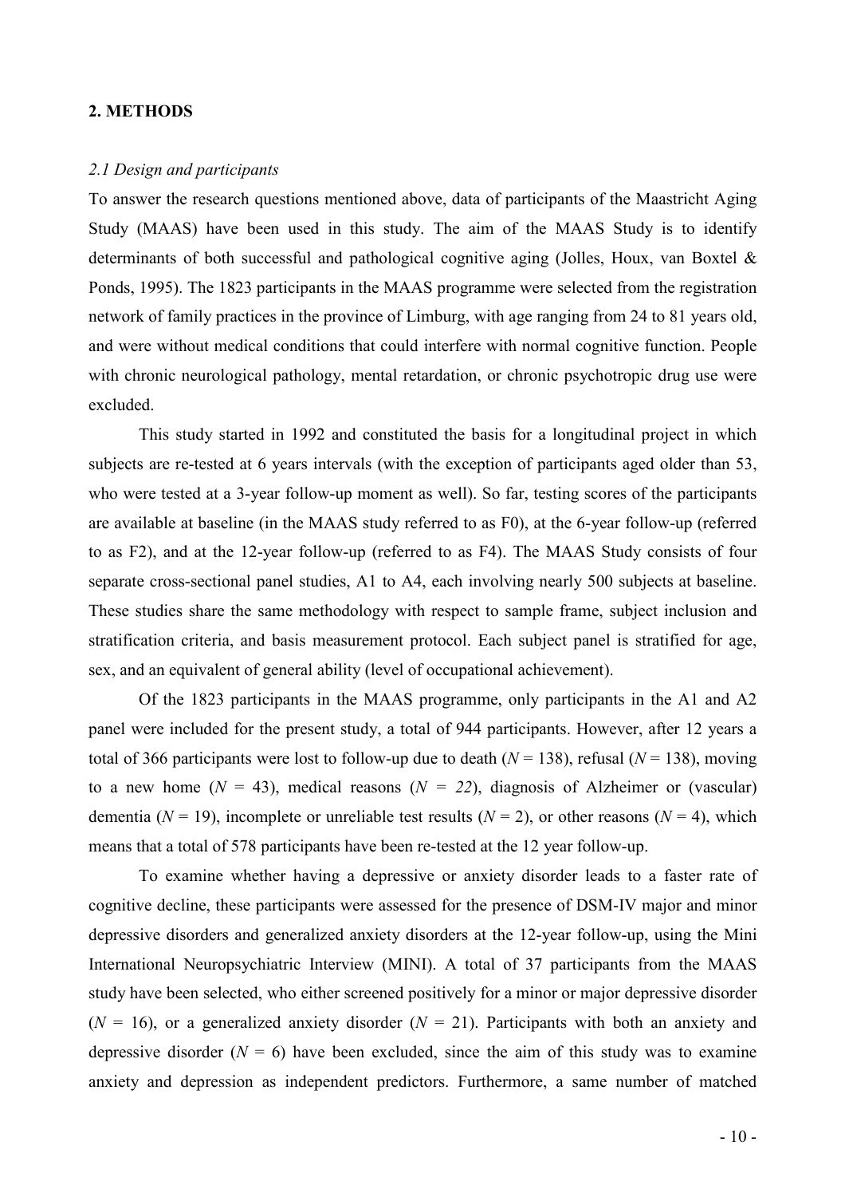## 2. METHODS

### *2.1 Design and participants*

To answer the research questions mentioned above, data of participants of the Maastricht Aging Study (MAAS) have been used in this study. The aim of the MAAS Study is to identify determinants of both successful and pathological cognitive aging (Jolles, Houx, van Boxtel & Ponds, 1995). The 1823 participants in the MAAS programme were selected from the registration network of family practices in the province of Limburg, with age ranging from 24 to 81 years old, and were without medical conditions that could interfere with normal cognitive function. People with chronic neurological pathology, mental retardation, or chronic psychotropic drug use were excluded.

This study started in 1992 and constituted the basis for a longitudinal project in which subjects are re-tested at 6 years intervals (with the exception of participants aged older than 53, who were tested at a 3-year follow-up moment as well). So far, testing scores of the participants are available at baseline (in the MAAS study referred to as F0), at the 6-year follow-up (referred to as F2), and at the 12-year follow-up (referred to as F4). The MAAS Study consists of four separate cross-sectional panel studies, A1 to A4, each involving nearly 500 subjects at baseline. These studies share the same methodology with respect to sample frame, subject inclusion and stratification criteria, and basis measurement protocol. Each subject panel is stratified for age, sex, and an equivalent of general ability (level of occupational achievement).

Of the 1823 participants in the MAAS programme, only participants in the A1 and A2 panel were included for the present study, a total of 944 participants. However, after 12 years a total of 366 participants were lost to follow-up due to death ($N$ = 138), refusal ($N$ = 138), moving to a new home ($N$ = 43), medical reasons ($N$ = *22*), diagnosis of Alzheimer or (vascular) dementia ($N$ = 19), incomplete or unreliable test results ($N$ = 2), or other reasons ($N$ = 4), which means that a total of 578 participants have been re-tested at the 12 year follow-up.

To examine whether having a depressive or anxiety disorder leads to a faster rate of cognitive decline, these participants were assessed for the presence of DSM-IV major and minor depressive disorders and generalized anxiety disorders at the 12-year follow-up, using the Mini International Neuropsychiatric Interview (MINI). A total of 37 participants from the MAAS study have been selected, who either screened positively for a minor or major depressive disorder ($N$ = 16), or a generalized anxiety disorder ($N$ = 21). Participants with both an anxiety and depressive disorder ($N$ = 6) have been excluded, since the aim of this study was to examine anxiety and depression as independent predictors. Furthermore, a same number of matched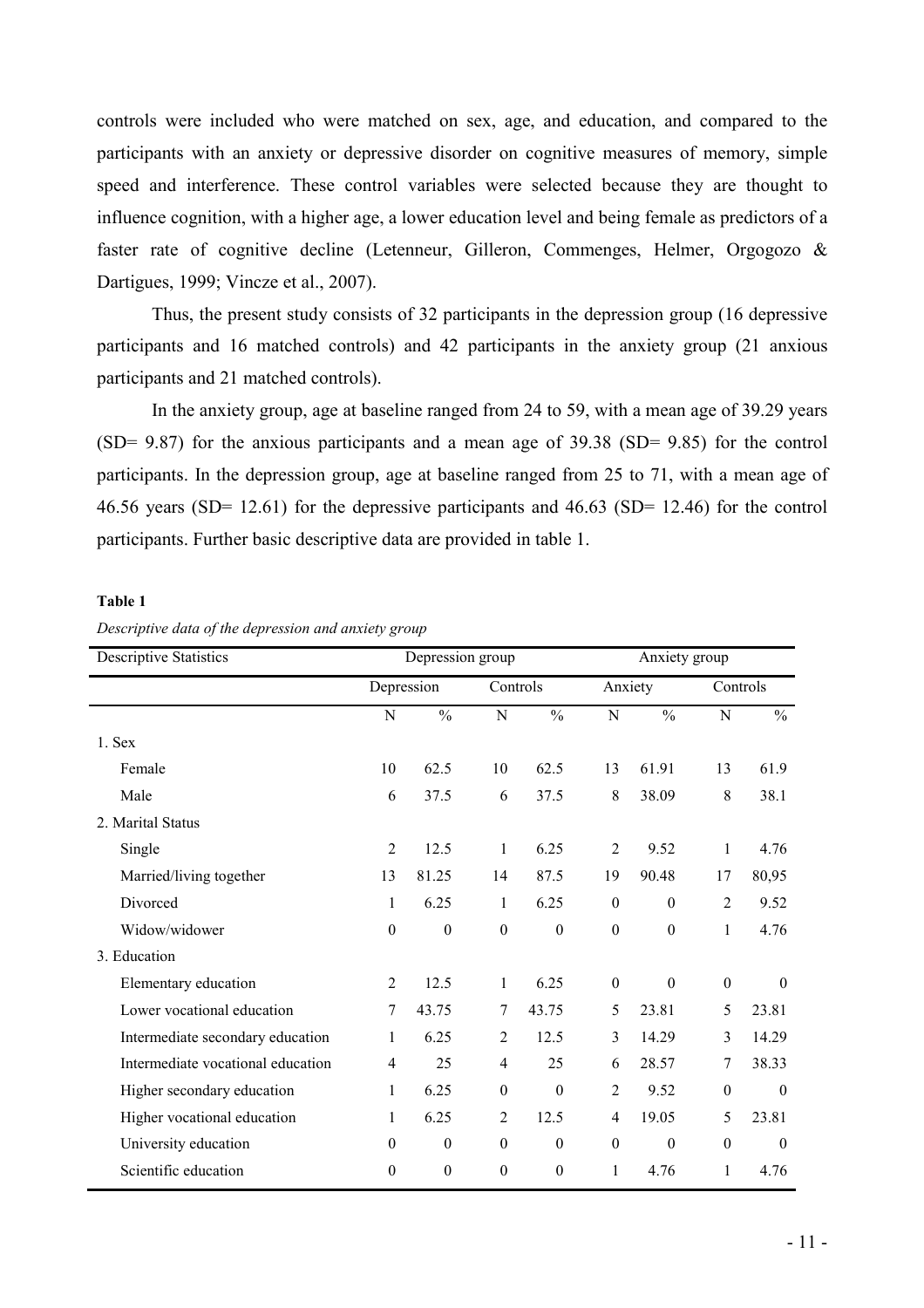controls were included who were matched on sex, age, and education, and compared to the participants with an anxiety or depressive disorder on cognitive measures of memory, simple speed and interference. These control variables were selected because they are thought to influence cognition, with a higher age, a lower education level and being female as predictors of a faster rate of cognitive decline (Letenneur, Gilleron, Commenges, Helmer, Orgogozo & Dartigues, 1999; Vincze et al., 2007).

Thus, the present study consists of 32 participants in the depression group (16 depressive participants and 16 matched controls) and 42 participants in the anxiety group (21 anxious participants and 21 matched controls).

In the anxiety group, age at baseline ranged from 24 to 59, with a mean age of 39.29 years (SD= 9.87) for the anxious participants and a mean age of 39.38 (SD= 9.85) for the control participants. In the depression group, age at baseline ranged from 25 to 71, with a mean age of 46.56 years (SD= 12.61) for the depressive participants and 46.63 (SD= 12.46) for the control participants. Further basic descriptive data are provided in table 1.

**Table 1**

*Descriptive data of the depression and anxiety group*

| Descriptive Statistics | Depression group | | | | Anxiety group | | | |
|---|---|---|---|---|---|---|---|---|
| | Depression | | Controls | | Anxiety | | Controls | |
| | N | % | N | % | N | % | N | % |
| 1. Sex | | | | | | | | |
| Female | 10 | 62.5 | 10 | 62.5 | 13 | 61.91 | 13 | 61.9 |
| Male | 6 | 37.5 | 6 | 37.5 | 8 | 38.09 | 8 | 38.1 |
| 2. Marital Status | | | | | | | | |
| Single | 2 | 12.5 | 1 | 6.25 | 2 | 9.52 | 1 | 4.76 |
| Married/living together | 13 | 81.25 | 14 | 87.5 | 19 | 90.48 | 17 | 80,95 |
| Divorced | 1 | 6.25 | 1 | 6.25 | 0 | 0 | 2 | 9.52 |
| Widow/widower | 0 | 0 | 0 | 0 | 0 | 0 | 1 | 4.76 |
| 3. Education | | | | | | | | |
| Elementary education | 2 | 12.5 | 1 | 6.25 | 0 | 0 | 0 | 0 |
| Lower vocational education | 7 | 43.75 | 7 | 43.75 | 5 | 23.81 | 5 | 23.81 |
| Intermediate secondary education | 1 | 6.25 | 2 | 12.5 | 3 | 14.29 | 3 | 14.29 |
| Intermediate vocational education | 4 | 25 | 4 | 25 | 6 | 28.57 | 7 | 38.33 |
| Higher secondary education | 1 | 6.25 | 0 | 0 | 2 | 9.52 | 0 | 0 |
| Higher vocational education | 1 | 6.25 | 2 | 12.5 | 4 | 19.05 | 5 | 23.81 |
| University education | 0 | 0 | 0 | 0 | 0 | 0 | 0 | 0 |
| Scientific education | 0 | 0 | 0 | 0 | 1 | 4.76 | 1 | 4.76 |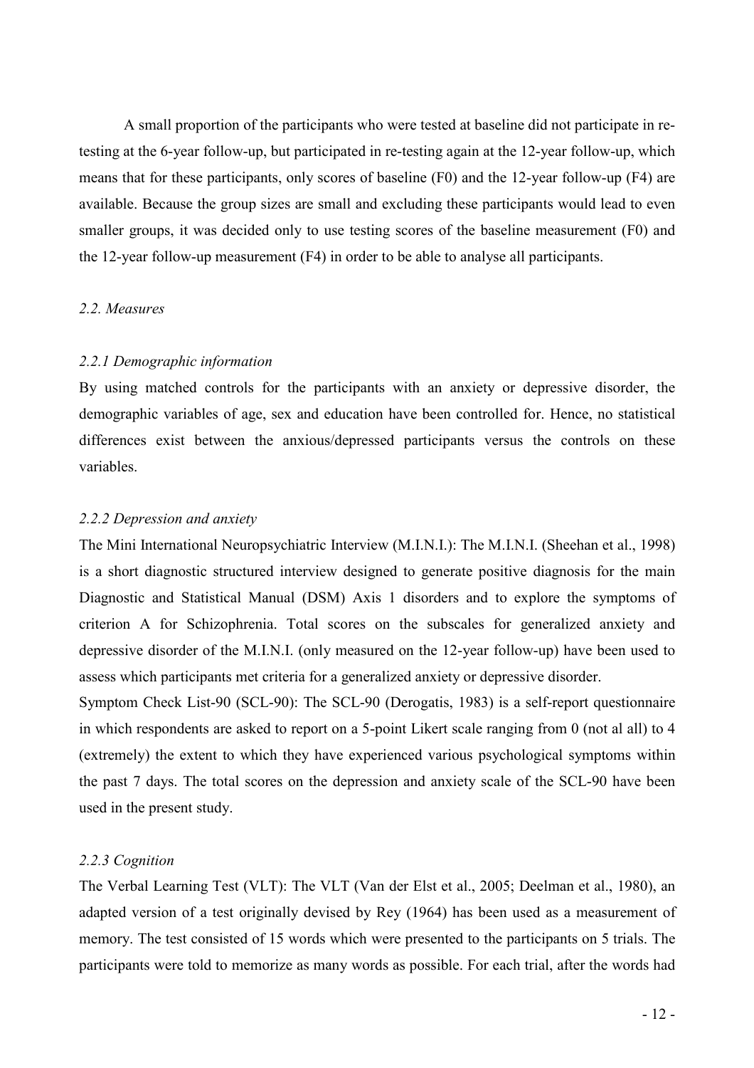A small proportion of the participants who were tested at baseline did not participate in re-testing at the 6-year follow-up, but participated in re-testing again at the 12-year follow-up, which means that for these participants, only scores of baseline (F0) and the 12-year follow-up (F4) are available. Because the group sizes are small and excluding these participants would lead to even smaller groups, it was decided only to use testing scores of the baseline measurement (F0) and the 12-year follow-up measurement (F4) in order to be able to analyse all participants.

### *2.2. Measures*

#### *2.2.1 Demographic information*

By using matched controls for the participants with an anxiety or depressive disorder, the demographic variables of age, sex and education have been controlled for. Hence, no statistical differences exist between the anxious/depressed participants versus the controls on these variables.

#### *2.2.2 Depression and anxiety*

The Mini International Neuropsychiatric Interview (M.I.N.I.): The M.I.N.I. (Sheehan et al., 1998) is a short diagnostic structured interview designed to generate positive diagnosis for the main Diagnostic and Statistical Manual (DSM) Axis 1 disorders and to explore the symptoms of criterion A for Schizophrenia. Total scores on the subscales for generalized anxiety and depressive disorder of the M.I.N.I. (only measured on the 12-year follow-up) have been used to assess which participants met criteria for a generalized anxiety or depressive disorder.

Symptom Check List-90 (SCL-90): The SCL-90 (Derogatis, 1983) is a self-report questionnaire in which respondents are asked to report on a 5-point Likert scale ranging from 0 (not al all) to 4 (extremely) the extent to which they have experienced various psychological symptoms within the past 7 days. The total scores on the depression and anxiety scale of the SCL-90 have been used in the present study.

#### *2.2.3 Cognition*

The Verbal Learning Test (VLT): The VLT (Van der Elst et al., 2005; Deelman et al., 1980), an adapted version of a test originally devised by Rey (1964) has been used as a measurement of memory. The test consisted of 15 words which were presented to the participants on 5 trials. The participants were told to memorize as many words as possible. For each trial, after the words had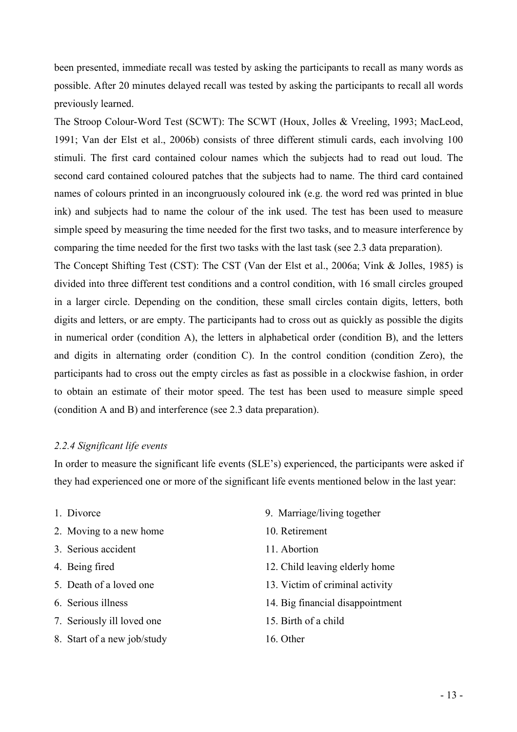been presented, immediate recall was tested by asking the participants to recall as many words as possible. After 20 minutes delayed recall was tested by asking the participants to recall all words previously learned.

The Stroop Colour-Word Test (SCWT): The SCWT (Houx, Jolles & Vreeling, 1993; MacLeod, 1991; Van der Elst et al., 2006b) consists of three different stimuli cards, each involving 100 stimuli. The first card contained colour names which the subjects had to read out loud. The second card contained coloured patches that the subjects had to name. The third card contained names of colours printed in an incongruously coloured ink (e.g. the word red was printed in blue ink) and subjects had to name the colour of the ink used. The test has been used to measure simple speed by measuring the time needed for the first two tasks, and to measure interference by comparing the time needed for the first two tasks with the last task (see 2.3 data preparation).

The Concept Shifting Test (CST): The CST (Van der Elst et al., 2006a; Vink & Jolles, 1985) is divided into three different test conditions and a control condition, with 16 small circles grouped in a larger circle. Depending on the condition, these small circles contain digits, letters, both digits and letters, or are empty. The participants had to cross out as quickly as possible the digits in numerical order (condition A), the letters in alphabetical order (condition B), and the letters and digits in alternating order (condition C). In the control condition (condition Zero), the participants had to cross out the empty circles as fast as possible in a clockwise fashion, in order to obtain an estimate of their motor speed. The test has been used to measure simple speed (condition A and B) and interference (see 2.3 data preparation).

### *2.2.4 Significant life events*

In order to measure the significant life events (SLE's) experienced, the participants were asked if they had experienced one or more of the significant life events mentioned below in the last year:

1. Divorce
2. Moving to a new home
3. Serious accident
4. Being fired
5. Death of a loved one
6. Serious illness
7. Seriously ill loved one
8. Start of a new job/study
9. Marriage/living together
10. Retirement
11. Abortion
12. Child leaving elderly home
13. Victim of criminal activity
14. Big financial disappointment
15. Birth of a child
16. Other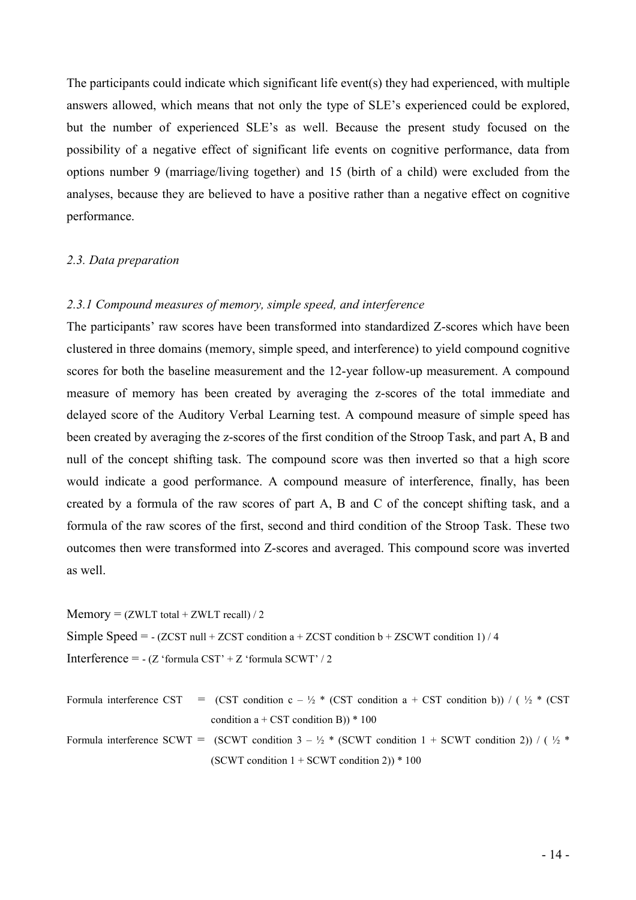The participants could indicate which significant life event(s) they had experienced, with multiple answers allowed, which means that not only the type of SLE's experienced could be explored, but the number of experienced SLE's as well. Because the present study focused on the possibility of a negative effect of significant life events on cognitive performance, data from options number 9 (marriage/living together) and 15 (birth of a child) were excluded from the analyses, because they are believed to have a positive rather than a negative effect on cognitive performance.

### *2.3. Data preparation*

#### *2.3.1 Compound measures of memory, simple speed, and interference*

The participants' raw scores have been transformed into standardized Z-scores which have been clustered in three domains (memory, simple speed, and interference) to yield compound cognitive scores for both the baseline measurement and the 12-year follow-up measurement. A compound measure of memory has been created by averaging the z-scores of the total immediate and delayed score of the Auditory Verbal Learning test. A compound measure of simple speed has been created by averaging the z-scores of the first condition of the Stroop Task, and part A, B and null of the concept shifting task. The compound score was then inverted so that a high score would indicate a good performance. A compound measure of interference, finally, has been created by a formula of the raw scores of part A, B and C of the concept shifting task, and a formula of the raw scores of the first, second and third condition of the Stroop Task. These two outcomes then were transformed into Z-scores and averaged. This compound score was inverted as well.

Memory = (ZWLT total + ZWLT recall) / 2

Simple Speed = - (ZCST null + ZCST condition a + ZCST condition b + ZSCWT condition 1) / 4

Interference = - (Z 'formula CST' + Z 'formula SCWT' / 2

Formula interference CST = (CST condition c – ½ * (CST condition a + CST condition b)) / ( ½ * (CST condition a + CST condition B)) * 100

Formula interference SCWT = (SCWT condition 3 – ½ * (SCWT condition 1 + SCWT condition 2)) / ( ½ * (SCWT condition 1 + SCWT condition 2)) * 100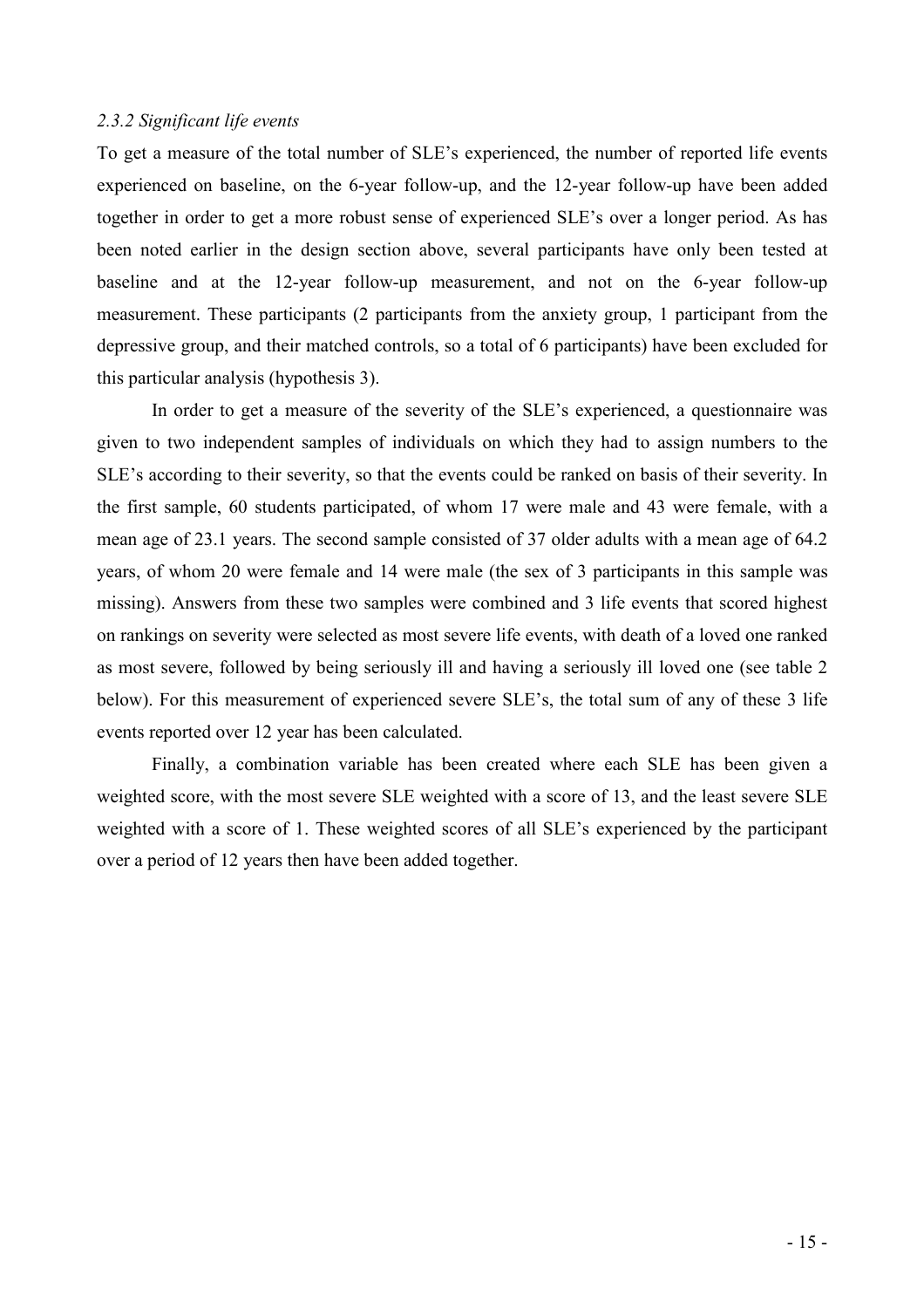### *2.3.2 Significant life events*

To get a measure of the total number of SLE's experienced, the number of reported life events experienced on baseline, on the 6-year follow-up, and the 12-year follow-up have been added together in order to get a more robust sense of experienced SLE's over a longer period. As has been noted earlier in the design section above, several participants have only been tested at baseline and at the 12-year follow-up measurement, and not on the 6-year follow-up measurement. These participants (2 participants from the anxiety group, 1 participant from the depressive group, and their matched controls, so a total of 6 participants) have been excluded for this particular analysis (hypothesis 3).

In order to get a measure of the severity of the SLE's experienced, a questionnaire was given to two independent samples of individuals on which they had to assign numbers to the SLE's according to their severity, so that the events could be ranked on basis of their severity. In the first sample, 60 students participated, of whom 17 were male and 43 were female, with a mean age of 23.1 years. The second sample consisted of 37 older adults with a mean age of 64.2 years, of whom 20 were female and 14 were male (the sex of 3 participants in this sample was missing). Answers from these two samples were combined and 3 life events that scored highest on rankings on severity were selected as most severe life events, with death of a loved one ranked as most severe, followed by being seriously ill and having a seriously ill loved one (see table 2 below). For this measurement of experienced severe SLE's, the total sum of any of these 3 life events reported over 12 year has been calculated.

Finally, a combination variable has been created where each SLE has been given a weighted score, with the most severe SLE weighted with a score of 13, and the least severe SLE weighted with a score of 1. These weighted scores of all SLE's experienced by the participant over a period of 12 years then have been added together.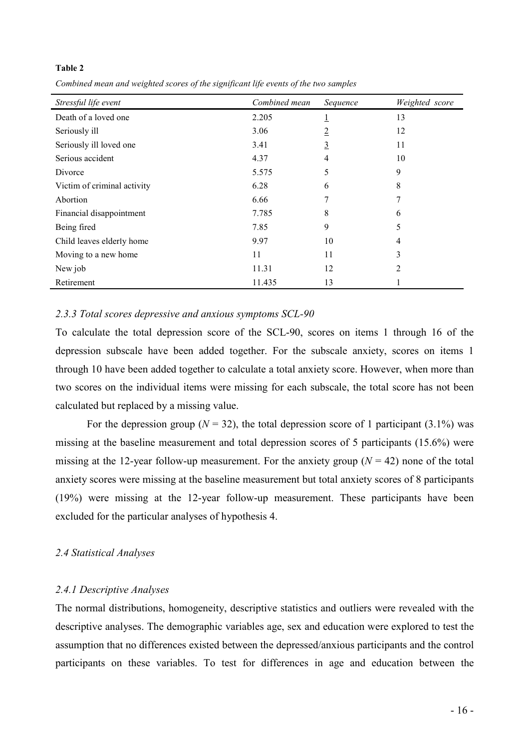**Table 2**

*Combined mean and weighted scores of the significant life events of the two samples*

| *Stressful life event* | *Combined mean* | *Sequence* | *Weighted score* |
|---|---|---|---|
| Death of a loved one | 2.205 | 1 | 13 |
| Seriously ill | 3.06 | 2 | 12 |
| Seriously ill loved one | 3.41 | 3 | 11 |
| Serious accident | 4.37 | 4 | 10 |
| Divorce | 5.575 | 5 | 9 |
| Victim of criminal activity | 6.28 | 6 | 8 |
| Abortion | 6.66 | 7 | 7 |
| Financial disappointment | 7.785 | 8 | 6 |
| Being fired | 7.85 | 9 | 5 |
| Child leaves elderly home | 9.97 | 10 | 4 |
| Moving to a new home | 11 | 11 | 3 |
| New job | 11.31 | 12 | 2 |
| Retirement | 11.435 | 13 | 1 |

### *2.3.3 Total scores depressive and anxious symptoms SCL-90*

To calculate the total depression score of the SCL-90, scores on items 1 through 16 of the depression subscale have been added together. For the subscale anxiety, scores on items 1 through 10 have been added together to calculate a total anxiety score. However, when more than two scores on the individual items were missing for each subscale, the total score has not been calculated but replaced by a missing value.

For the depression group ($N$ = 32), the total depression score of 1 participant (3.1%) was missing at the baseline measurement and total depression scores of 5 participants (15.6%) were missing at the 12-year follow-up measurement. For the anxiety group ($N$ = 42) none of the total anxiety scores were missing at the baseline measurement but total anxiety scores of 8 participants (19%) were missing at the 12-year follow-up measurement. These participants have been excluded for the particular analyses of hypothesis 4.

## *2.4 Statistical Analyses*

### *2.4.1 Descriptive Analyses*

The normal distributions, homogeneity, descriptive statistics and outliers were revealed with the descriptive analyses. The demographic variables age, sex and education were explored to test the assumption that no differences existed between the depressed/anxious participants and the control participants on these variables. To test for differences in age and education between the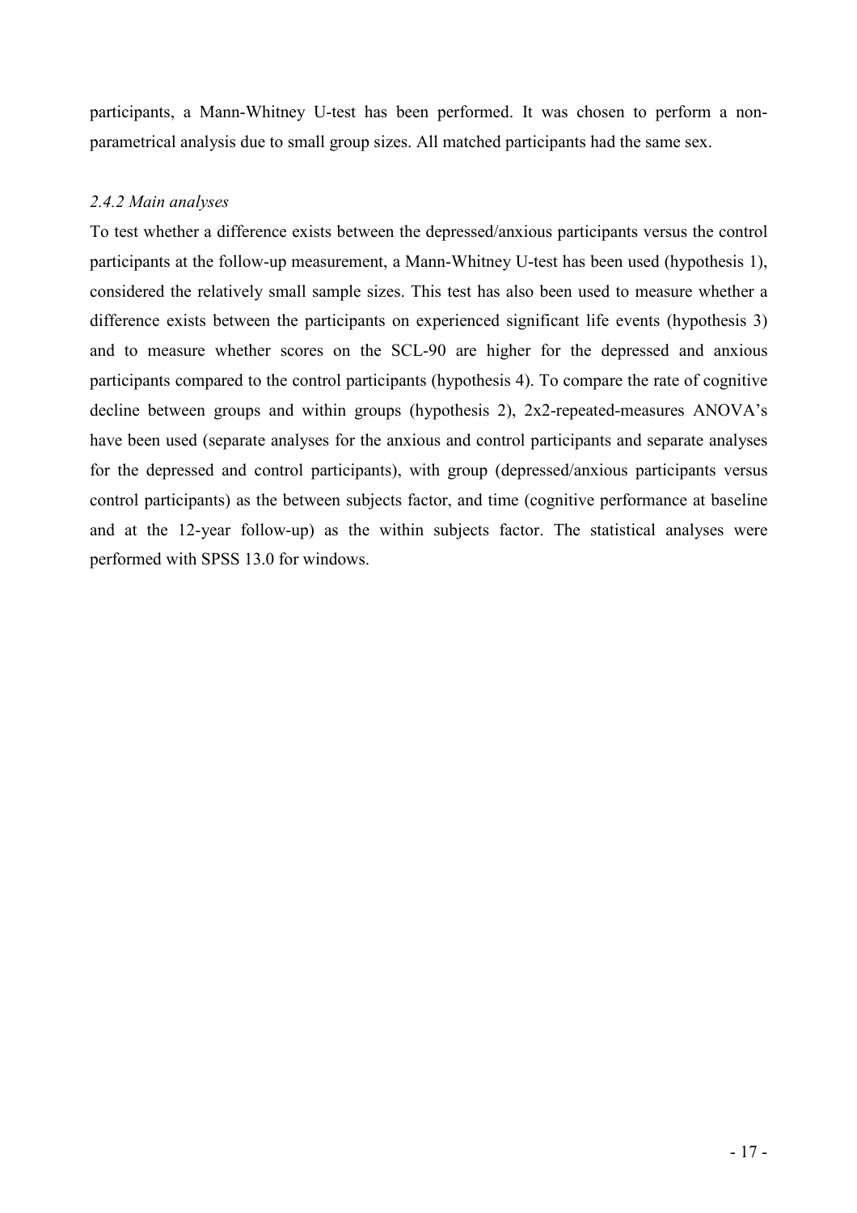participants, a Mann-Whitney U-test has been performed. It was chosen to perform a non-parametrical analysis due to small group sizes. All matched participants had the same sex.

#### *2.4.2 Main analyses*

To test whether a difference exists between the depressed/anxious participants versus the control participants at the follow-up measurement, a Mann-Whitney U-test has been used (hypothesis 1), considered the relatively small sample sizes. This test has also been used to measure whether a difference exists between the participants on experienced significant life events (hypothesis 3) and to measure whether scores on the SCL-90 are higher for the depressed and anxious participants compared to the control participants (hypothesis 4). To compare the rate of cognitive decline between groups and within groups (hypothesis 2), 2x2-repeated-measures ANOVA's have been used (separate analyses for the anxious and control participants and separate analyses for the depressed and control participants), with group (depressed/anxious participants versus control participants) as the between subjects factor, and time (cognitive performance at baseline and at the 12-year follow-up) as the within subjects factor. The statistical analyses were performed with SPSS 13.0 for windows.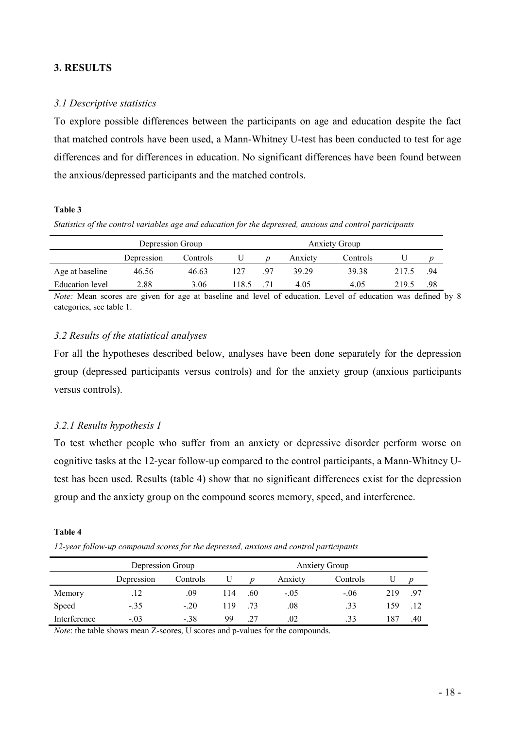## 3. RESULTS

### *3.1 Descriptive statistics*

To explore possible differences between the participants on age and education despite the fact that matched controls have been used, a Mann-Whitney U-test has been conducted to test for age differences and for differences in education. No significant differences have been found between the anxious/depressed participants and the matched controls.

**Table 3**

*Statistics of the control variables age and education for the depressed, anxious and control participants*

| | Depression Group | | | | Anxiety Group | | | |
|---|---|---|---|---|---|---|---|---|
| | Depression | Controls | U | *p* | Anxiety | Controls | U | *p* |
| Age at baseline | 46.56 | 46.63 | 127 | .97 | 39.29 | 39.38 | 217.5 | .94 |
| Education level | 2.88 | 3.06 | 118.5 | .71 | 4.05 | 4.05 | 219.5 | .98 |

*Note:* Mean scores are given for age at baseline and level of education. Level of education was defined by 8 categories, see table 1.

### *3.2 Results of the statistical analyses*

For all the hypotheses described below, analyses have been done separately for the depression group (depressed participants versus controls) and for the anxiety group (anxious participants versus controls).

### *3.2.1 Results hypothesis 1*

To test whether people who suffer from an anxiety or depressive disorder perform worse on cognitive tasks at the 12-year follow-up compared to the control participants, a Mann-Whitney U-test has been used. Results (table 4) show that no significant differences exist for the depression group and the anxiety group on the compound scores memory, speed, and interference.

**Table 4**

*12-year follow-up compound scores for the depressed, anxious and control participants*

| | Depression Group | | | | Anxiety Group | | | |
|---|---|---|---|---|---|---|---|---|
| | Depression | Controls | U | *p* | Anxiety | Controls | U | *p* |
| Memory | .12 | .09 | 114 | .60 | -.05 | -.06 | 219 | .97 |
| Speed | -.35 | -.20 | 119 | .73 | .08 | .33 | 159 | .12 |
| Interference | -.03 | -.38 | 99 | .27 | .02 | .33 | 187 | .40 |

*Note*: the table shows mean Z-scores, U scores and p-values for the compounds.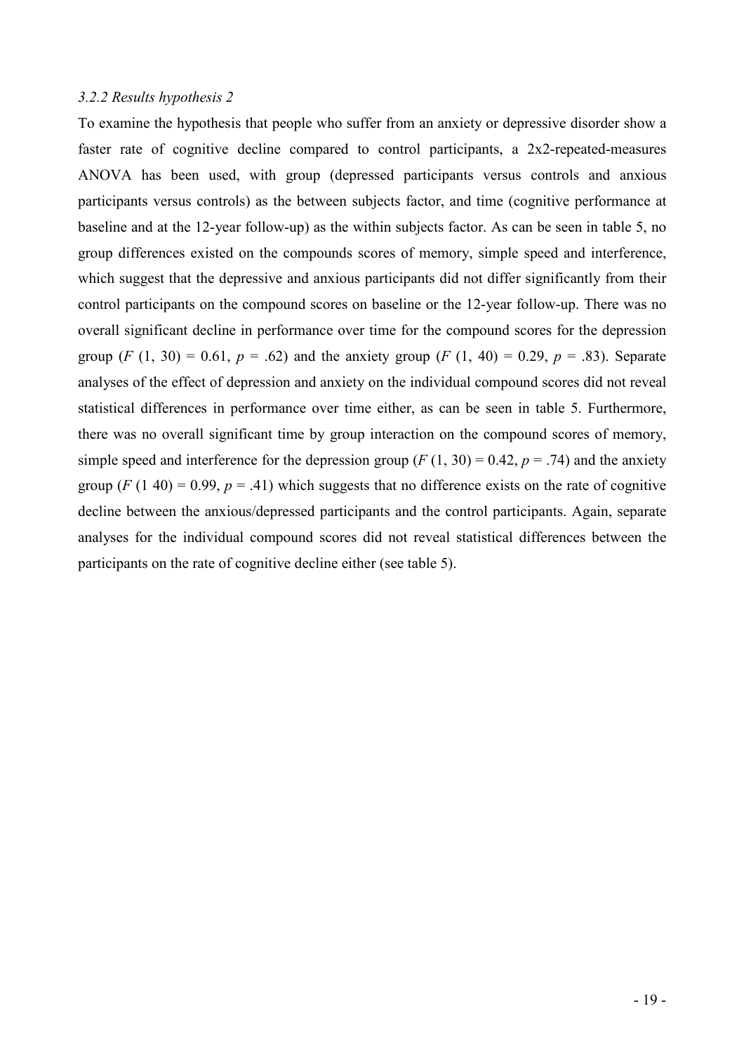*3.2.2 Results hypothesis 2*

To examine the hypothesis that people who suffer from an anxiety or depressive disorder show a faster rate of cognitive decline compared to control participants, a 2x2-repeated-measures ANOVA has been used, with group (depressed participants versus controls and anxious participants versus controls) as the between subjects factor, and time (cognitive performance at baseline and at the 12-year follow-up) as the within subjects factor. As can be seen in table 5, no group differences existed on the compounds scores of memory, simple speed and interference, which suggest that the depressive and anxious participants did not differ significantly from their control participants on the compound scores on baseline or the 12-year follow-up. There was no overall significant decline in performance over time for the compound scores for the depression group ($F$ (1, 30) = 0.61, $p$ = .62) and the anxiety group ($F$ (1, 40) = 0.29, $p$ = .83). Separate analyses of the effect of depression and anxiety on the individual compound scores did not reveal statistical differences in performance over time either, as can be seen in table 5. Furthermore, there was no overall significant time by group interaction on the compound scores of memory, simple speed and interference for the depression group ($F$ (1, 30) = 0.42, $p$ = .74) and the anxiety group ($F$ (1 40) = 0.99, $p$ = .41) which suggests that no difference exists on the rate of cognitive decline between the anxious/depressed participants and the control participants. Again, separate analyses for the individual compound scores did not reveal statistical differences between the participants on the rate of cognitive decline either (see table 5).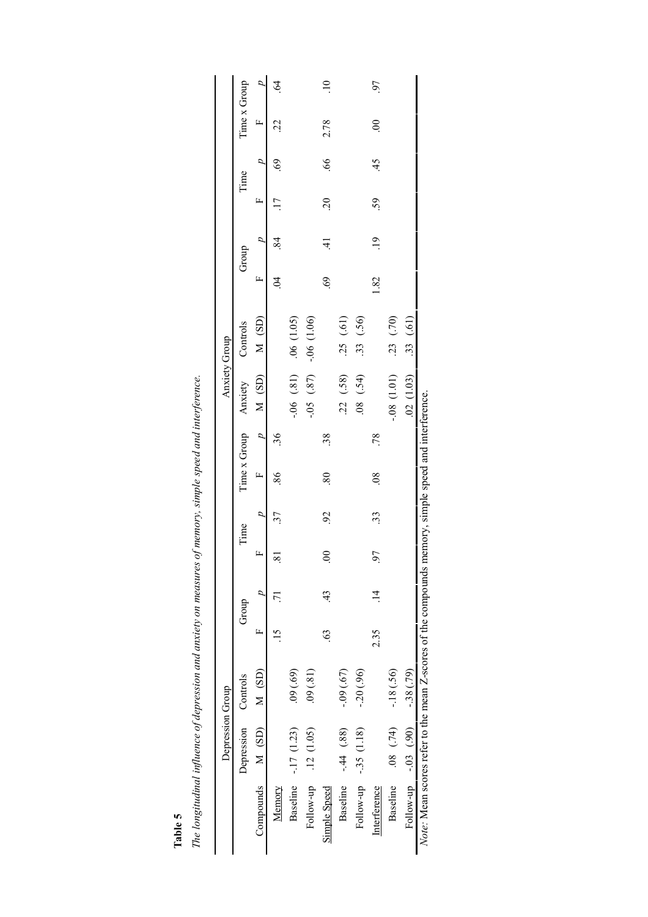**Table 5**

*The longitudinal influence of depression and anxiety on measures of memory, simple speed and interference.*

| | Depression Group | | | | | | | | Anxiety Group | | | | | | | |
|---|---|---|---|---|---|---|---|---|---|---|---|---|---|---|---|---|
| | Depression | Controls | Group | | Time | | Time x Group | | Anxiety | Controls | Group | | Time | | Time x Group | |
| Compounds | M (SD) | M (SD) | F | *p* | F | *p* | F | *p* | M (SD) | M (SD) | F | *p* | F | *p* | F | *p* |
| Memory | | | .15 | .71 | .81 | .37 | .86 | .36 | | | .04 | .84 | .17 | .69 | .22 | .64 |
| Baseline | -.17 (1.23) | .09 (.69) | | | | | | | -.06 (.81) | .06 (1.05) | | | | | | |
| Follow-up | .12 (1.05) | .09 (.81) | | | | | | | -.05 (.87) | -.06 (1.06) | | | | | | |
| Simple Speed | | | .63 | .43 | .00 | .92 | .80 | .38 | | | .69 | .41 | .20 | .66 | 2.78 | .10 |
| Baseline | -.44 (.88) | -.09 (.67) | | | | | | | .22 (.58) | .25 (.61) | | | | | | |
| Follow-up | -.35 (1.18) | -.20 (.96) | | | | | | | .08 (.54) | .33 (.56) | | | | | | |
| Interference | | | 2.35 | .14 | .97 | .33 | .08 | .78 | | | 1.82 | .19 | .59 | .45 | .00 | .97 |
| Baseline | .08 (.74) | -.18 (.56) | | | | | | | -.08 (1.01) | .23 (.70) | | | | | | |
| Follow-up | -.03 (.90) | -.38 (.79) | | | | | | | .02 (1.03) | .33 (.61) | | | | | | |

*Note:* Mean scores refer to the mean Z-scores of the compounds memory, simple speed and interference.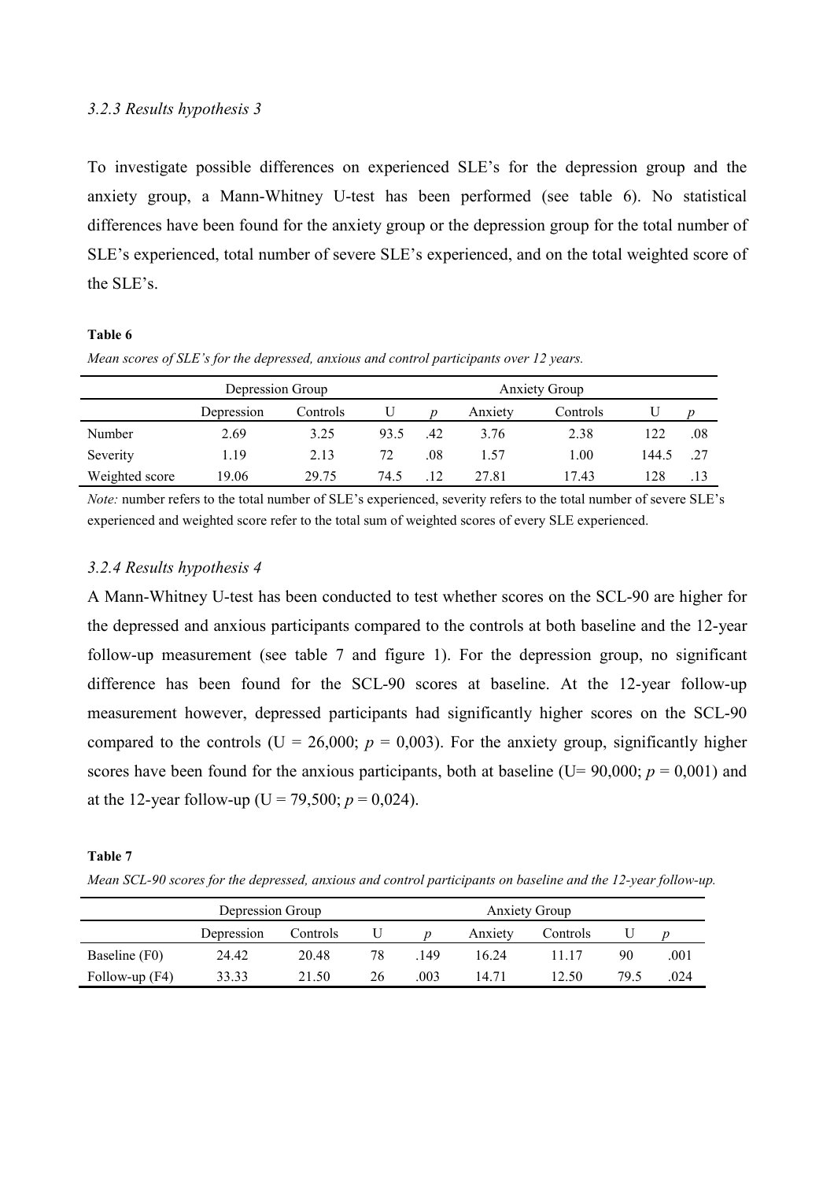### *3.2.3 Results hypothesis 3*

To investigate possible differences on experienced SLE's for the depression group and the anxiety group, a Mann-Whitney U-test has been performed (see table 6). No statistical differences have been found for the anxiety group or the depression group for the total number of SLE's experienced, total number of severe SLE's experienced, and on the total weighted score of the SLE's.

**Table 6**

*Mean scores of SLE's for the depressed, anxious and control participants over 12 years.*

| | Depression Group | | | | Anxiety Group | | | |
|---|---|---|---|---|---|---|---|---|
| | Depression | Controls | U | *p* | Anxiety | Controls | U | *p* |
| Number | 2.69 | 3.25 | 93.5 | .42 | 3.76 | 2.38 | 122 | .08 |
| Severity | 1.19 | 2.13 | 72 | .08 | 1.57 | 1.00 | 144.5 | .27 |
| Weighted score | 19.06 | 29.75 | 74.5 | .12 | 27.81 | 17.43 | 128 | .13 |

*Note:* number refers to the total number of SLE's experienced, severity refers to the total number of severe SLE's experienced and weighted score refer to the total sum of weighted scores of every SLE experienced.

### *3.2.4 Results hypothesis 4*

A Mann-Whitney U-test has been conducted to test whether scores on the SCL-90 are higher for the depressed and anxious participants compared to the controls at both baseline and the 12-year follow-up measurement (see table 7 and figure 1). For the depression group, no significant difference has been found for the SCL-90 scores at baseline. At the 12-year follow-up measurement however, depressed participants had significantly higher scores on the SCL-90 compared to the controls (U = 26,000; $p$ = 0,003). For the anxiety group, significantly higher scores have been found for the anxious participants, both at baseline (U= 90,000; $p$ = 0,001) and at the 12-year follow-up (U = 79,500; $p$ = 0,024).

**Table 7**

*Mean SCL-90 scores for the depressed, anxious and control participants on baseline and the 12-year follow-up.*

| | Depression Group | | | | Anxiety Group | | | |
|---|---|---|---|---|---|---|---|---|
| | Depression | Controls | U | *p* | Anxiety | Controls | U | *p* |
| Baseline (F0) | 24.42 | 20.48 | 78 | .149 | 16.24 | 11.17 | 90 | .001 |
| Follow-up (F4) | 33.33 | 21.50 | 26 | .003 | 14.71 | 12.50 | 79.5 | .024 |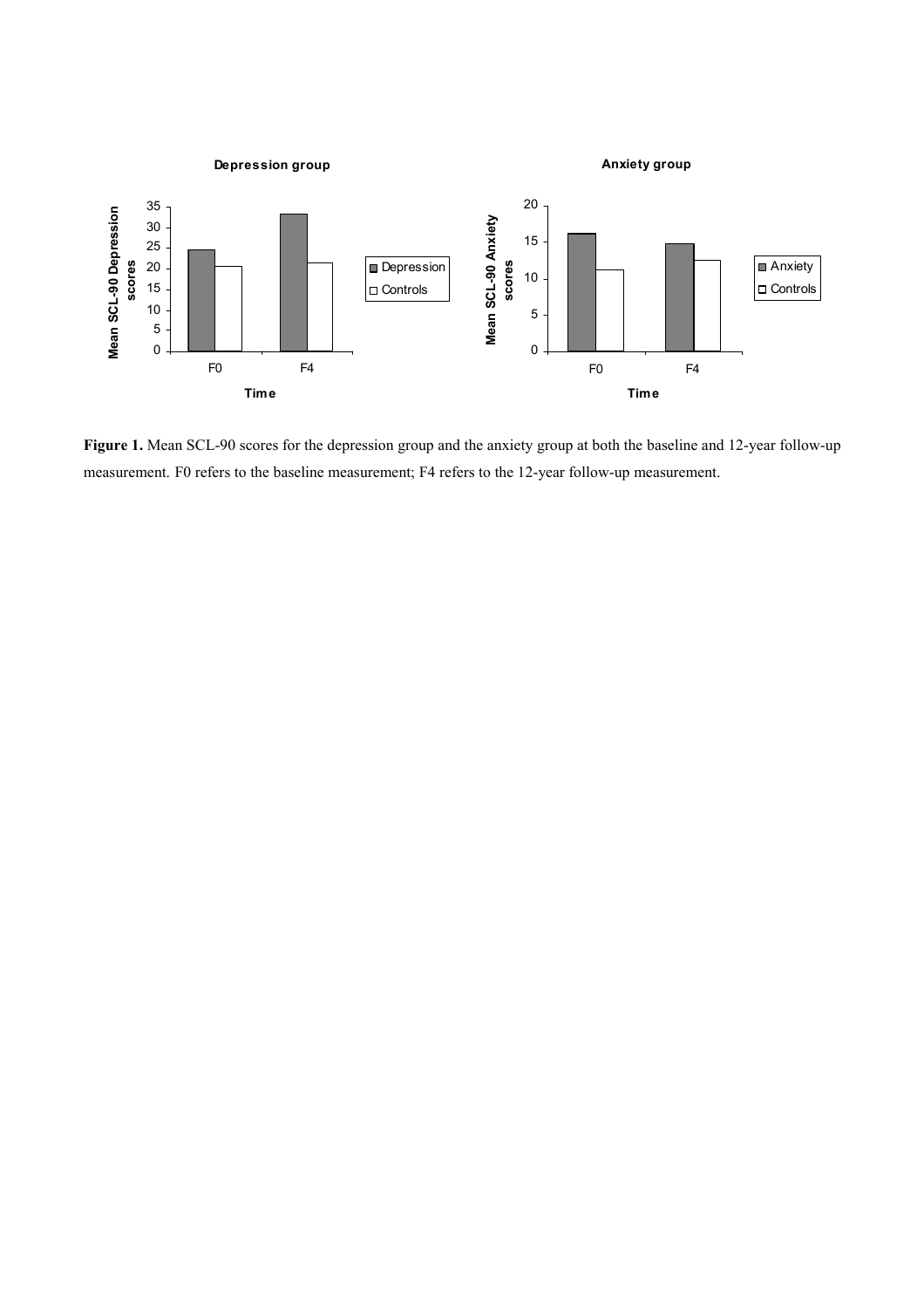**Figure 1.** Mean SCL-90 scores for the depression group and the anxiety group at both the baseline and 12-year follow-up measurement. F0 refers to the baseline measurement; F4 refers to the 12-year follow-up measurement.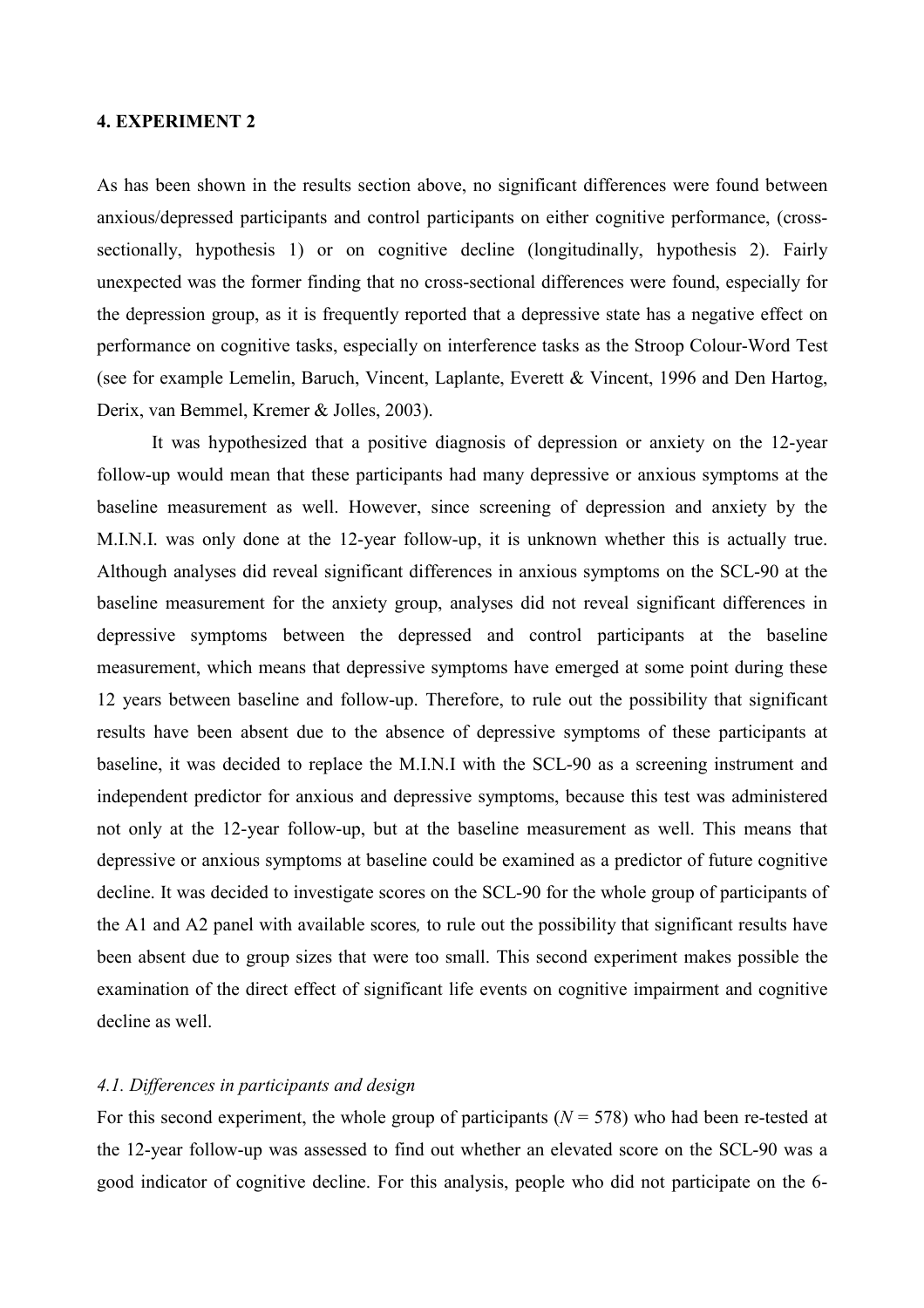## 4. EXPERIMENT 2

As has been shown in the results section above, no significant differences were found between anxious/depressed participants and control participants on either cognitive performance, (cross-sectionally, hypothesis 1) or on cognitive decline (longitudinally, hypothesis 2). Fairly unexpected was the former finding that no cross-sectional differences were found, especially for the depression group, as it is frequently reported that a depressive state has a negative effect on performance on cognitive tasks, especially on interference tasks as the Stroop Colour-Word Test (see for example Lemelin, Baruch, Vincent, Laplante, Everett & Vincent, 1996 and Den Hartog, Derix, van Bemmel, Kremer & Jolles, 2003).

It was hypothesized that a positive diagnosis of depression or anxiety on the 12-year follow-up would mean that these participants had many depressive or anxious symptoms at the baseline measurement as well. However, since screening of depression and anxiety by the M.I.N.I. was only done at the 12-year follow-up, it is unknown whether this is actually true. Although analyses did reveal significant differences in anxious symptoms on the SCL-90 at the baseline measurement for the anxiety group, analyses did not reveal significant differences in depressive symptoms between the depressed and control participants at the baseline measurement, which means that depressive symptoms have emerged at some point during these 12 years between baseline and follow-up. Therefore, to rule out the possibility that significant results have been absent due to the absence of depressive symptoms of these participants at baseline, it was decided to replace the M.I.N.I with the SCL-90 as a screening instrument and independent predictor for anxious and depressive symptoms, because this test was administered not only at the 12-year follow-up, but at the baseline measurement as well. This means that depressive or anxious symptoms at baseline could be examined as a predictor of future cognitive decline. It was decided to investigate scores on the SCL-90 for the whole group of participants of the A1 and A2 panel with available scores*,* to rule out the possibility that significant results have been absent due to group sizes that were too small. This second experiment makes possible the examination of the direct effect of significant life events on cognitive impairment and cognitive decline as well.

### *4.1. Differences in participants and design*

For this second experiment, the whole group of participants ($N$ = 578) who had been re-tested at the 12-year follow-up was assessed to find out whether an elevated score on the SCL-90 was a good indicator of cognitive decline. For this analysis, people who did not participate on the 6-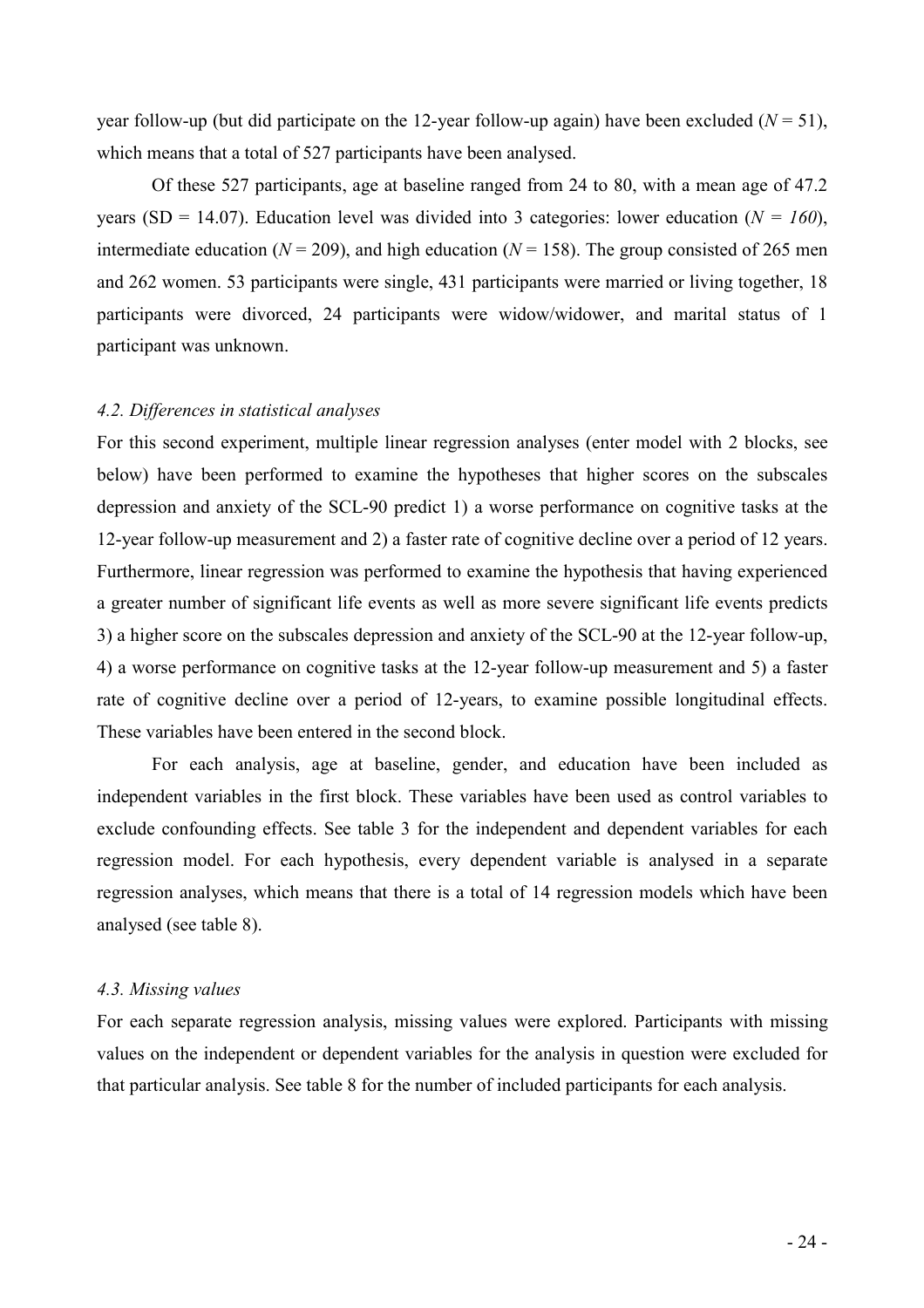year follow-up (but did participate on the 12-year follow-up again) have been excluded ($N = 51$), which means that a total of 527 participants have been analysed.

Of these 527 participants, age at baseline ranged from 24 to 80, with a mean age of 47.2 years (SD = 14.07). Education level was divided into 3 categories: lower education ($N = 160$), intermediate education ($N = 209$), and high education ($N = 158$). The group consisted of 265 men and 262 women. 53 participants were single, 431 participants were married or living together, 18 participants were divorced, 24 participants were widow/widower, and marital status of 1 participant was unknown.

### *4.2. Differences in statistical analyses*

For this second experiment, multiple linear regression analyses (enter model with 2 blocks, see below) have been performed to examine the hypotheses that higher scores on the subscales depression and anxiety of the SCL-90 predict 1) a worse performance on cognitive tasks at the 12-year follow-up measurement and 2) a faster rate of cognitive decline over a period of 12 years. Furthermore, linear regression was performed to examine the hypothesis that having experienced a greater number of significant life events as well as more severe significant life events predicts 3) a higher score on the subscales depression and anxiety of the SCL-90 at the 12-year follow-up, 4) a worse performance on cognitive tasks at the 12-year follow-up measurement and 5) a faster rate of cognitive decline over a period of 12-years, to examine possible longitudinal effects. These variables have been entered in the second block.

For each analysis, age at baseline, gender, and education have been included as independent variables in the first block. These variables have been used as control variables to exclude confounding effects. See table 3 for the independent and dependent variables for each regression model. For each hypothesis, every dependent variable is analysed in a separate regression analyses, which means that there is a total of 14 regression models which have been analysed (see table 8).

### *4.3. Missing values*

For each separate regression analysis, missing values were explored. Participants with missing values on the independent or dependent variables for the analysis in question were excluded for that particular analysis. See table 8 for the number of included participants for each analysis.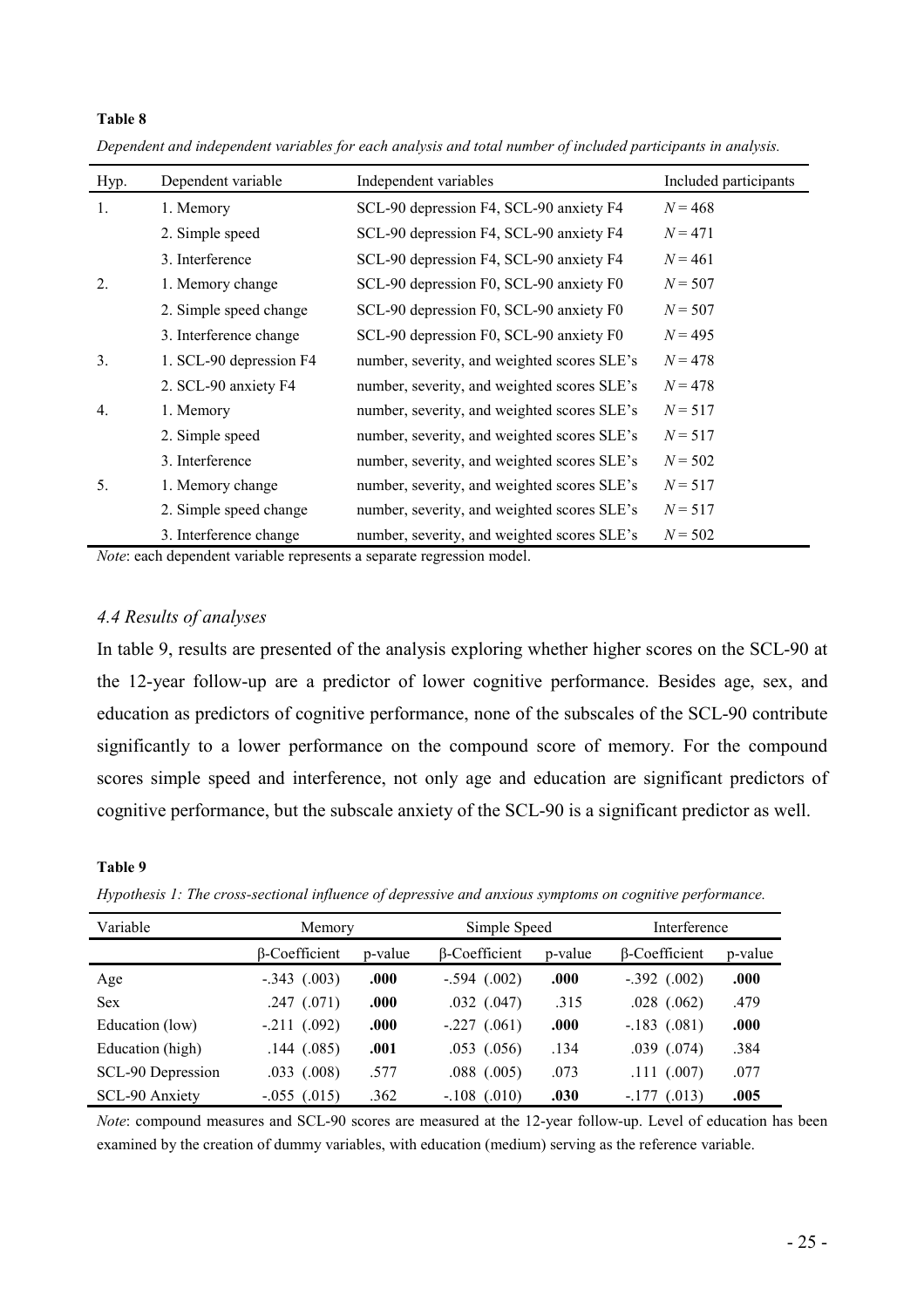**Table 8**

*Dependent and independent variables for each analysis and total number of included participants in analysis.*

| Hyp. | Dependent variable | Independent variables | Included participants |
|---|---|---|---|
| 1. | 1. Memory | SCL-90 depression F4, SCL-90 anxiety F4 | $N = 468$ |
| | 2. Simple speed | SCL-90 depression F4, SCL-90 anxiety F4 | $N = 471$ |
| | 3. Interference | SCL-90 depression F4, SCL-90 anxiety F4 | $N = 461$ |
| 2. | 1. Memory change | SCL-90 depression F0, SCL-90 anxiety F0 | $N = 507$ |
| | 2. Simple speed change | SCL-90 depression F0, SCL-90 anxiety F0 | $N = 507$ |
| | 3. Interference change | SCL-90 depression F0, SCL-90 anxiety F0 | $N = 495$ |
| 3. | 1. SCL-90 depression F4 | number, severity, and weighted scores SLE's | $N = 478$ |
| | 2. SCL-90 anxiety F4 | number, severity, and weighted scores SLE's | $N = 478$ |
| 4. | 1. Memory | number, severity, and weighted scores SLE's | $N = 517$ |
| | 2. Simple speed | number, severity, and weighted scores SLE's | $N = 517$ |
| | 3. Interference | number, severity, and weighted scores SLE's | $N = 502$ |
| 5. | 1. Memory change | number, severity, and weighted scores SLE's | $N = 517$ |
| | 2. Simple speed change | number, severity, and weighted scores SLE's | $N = 517$ |
| | 3. Interference change | number, severity, and weighted scores SLE's | $N = 502$ |

*Note*: each dependent variable represents a separate regression model.

### *4.4 Results of analyses*

In table 9, results are presented of the analysis exploring whether higher scores on the SCL-90 at the 12-year follow-up are a predictor of lower cognitive performance. Besides age, sex, and education as predictors of cognitive performance, none of the subscales of the SCL-90 contribute significantly to a lower performance on the compound score of memory. For the compound scores simple speed and interference, not only age and education are significant predictors of cognitive performance, but the subscale anxiety of the SCL-90 is a significant predictor as well.

**Table 9**

*Hypothesis 1: The cross-sectional influence of depressive and anxious symptoms on cognitive performance.*

| Variable | Memory | | Simple Speed | | Interference | |
|---|---|---|---|---|---|---|
| | β-Coefficient | p-value | β-Coefficient | p-value | β-Coefficient | p-value |
| Age | -.343 (.003) | **.000** | -.594 (.002) | **.000** | -.392 (.002) | **.000** |
| Sex | .247 (.071) | **.000** | .032 (.047) | .315 | .028 (.062) | .479 |
| Education (low) | -.211 (.092) | **.000** | -.227 (.061) | **.000** | -.183 (.081) | **.000** |
| Education (high) | .144 (.085) | **.001** | .053 (.056) | .134 | .039 (.074) | .384 |
| SCL-90 Depression | .033 (.008) | .577 | .088 (.005) | .073 | .111 (.007) | .077 |
| SCL-90 Anxiety | -.055 (.015) | .362 | -.108 (.010) | **.030** | -.177 (.013) | **.005** |

*Note*: compound measures and SCL-90 scores are measured at the 12-year follow-up. Level of education has been examined by the creation of dummy variables, with education (medium) serving as the reference variable.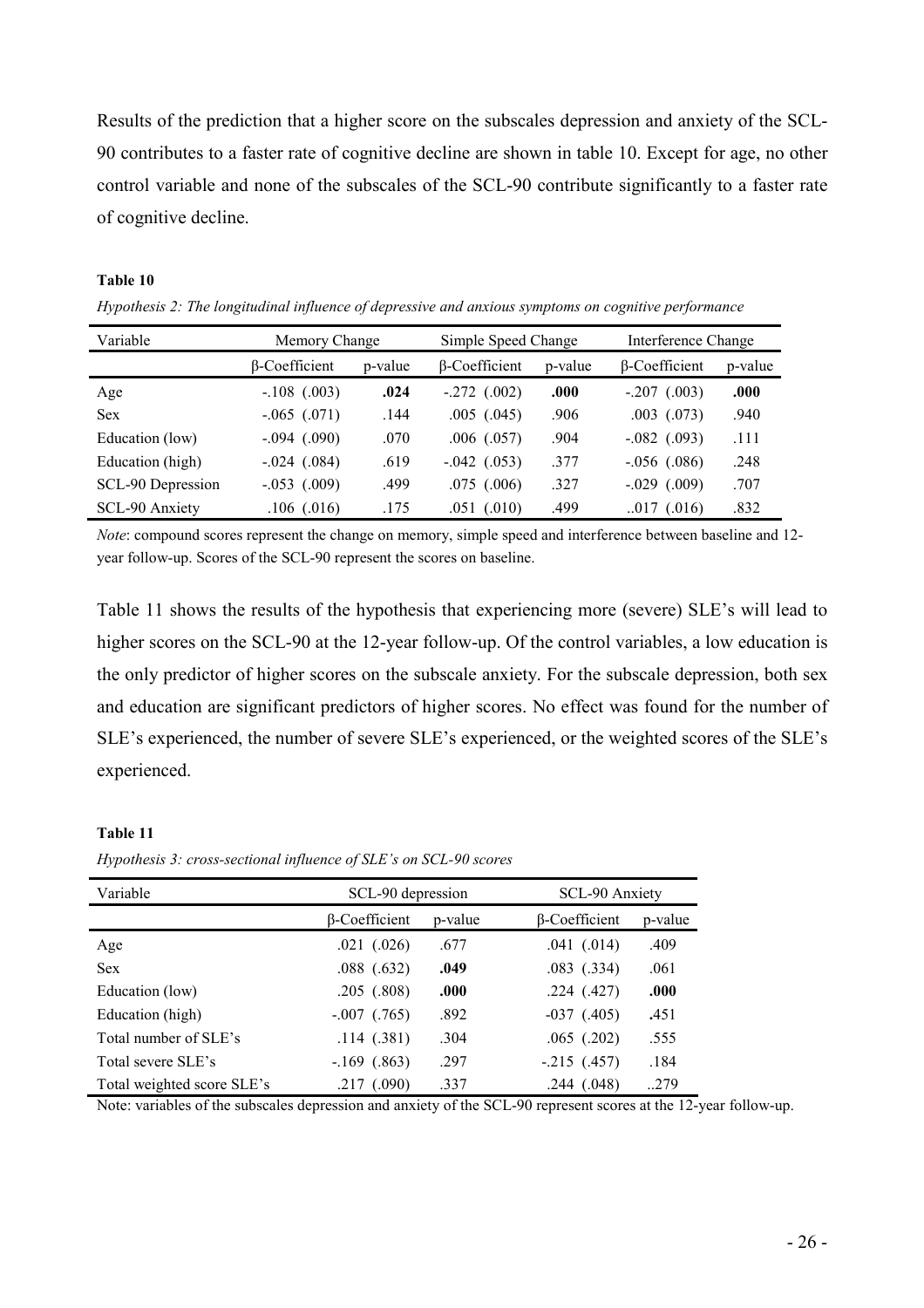Results of the prediction that a higher score on the subscales depression and anxiety of the SCL-90 contributes to a faster rate of cognitive decline are shown in table 10. Except for age, no other control variable and none of the subscales of the SCL-90 contribute significantly to a faster rate of cognitive decline.

**Table 10**

*Hypothesis 2: The longitudinal influence of depressive and anxious symptoms on cognitive performance*

| Variable | Memory Change | | Simple Speed Change | | Interference Change | |
|---|---|---|---|---|---|---|
| | β-Coefficient | p-value | β-Coefficient | p-value | β-Coefficient | p-value |
| Age | -.108 (.003) | **.024** | -.272 (.002) | **.000** | -.207 (.003) | **.000** |
| Sex | -.065 (.071) | .144 | .005 (.045) | .906 | .003 (.073) | .940 |
| Education (low) | -.094 (.090) | .070 | .006 (.057) | .904 | -.082 (.093) | .111 |
| Education (high) | -.024 (.084) | .619 | -.042 (.053) | .377 | -.056 (.086) | .248 |
| SCL-90 Depression | -.053 (.009) | .499 | .075 (.006) | .327 | -.029 (.009) | .707 |
| SCL-90 Anxiety | .106 (.016) | .175 | .051 (.010) | .499 | ..017 (.016) | .832 |

*Note*: compound scores represent the change on memory, simple speed and interference between baseline and 12-year follow-up. Scores of the SCL-90 represent the scores on baseline.

Table 11 shows the results of the hypothesis that experiencing more (severe) SLE's will lead to higher scores on the SCL-90 at the 12-year follow-up. Of the control variables, a low education is the only predictor of higher scores on the subscale anxiety. For the subscale depression, both sex and education are significant predictors of higher scores. No effect was found for the number of SLE's experienced, the number of severe SLE's experienced, or the weighted scores of the SLE's experienced.

**Table 11**

*Hypothesis 3: cross-sectional influence of SLE's on SCL-90 scores*

| Variable | SCL-90 depression | | SCL-90 Anxiety | |
|---|---|---|---|---|
| | β-Coefficient | p-value | β-Coefficient | p-value |
| Age | .021 (.026) | .677 | .041 (.014) | .409 |
| Sex | .088 (.632) | **.049** | .083 (.334) | .061 |
| Education (low) | .205 (.808) | **.000** | .224 (.427) | **.000** |
| Education (high) | -.007 (.765) | .892 | -037 (.405) | .451 |
| Total number of SLE's | .114 (.381) | .304 | .065 (.202) | .555 |
| Total severe SLE's | -.169 (.863) | .297 | -.215 (.457) | .184 |
| Total weighted score SLE's | .217 (.090) | .337 | .244 (.048) | ..279 |

Note: variables of the subscales depression and anxiety of the SCL-90 represent scores at the 12-year follow-up.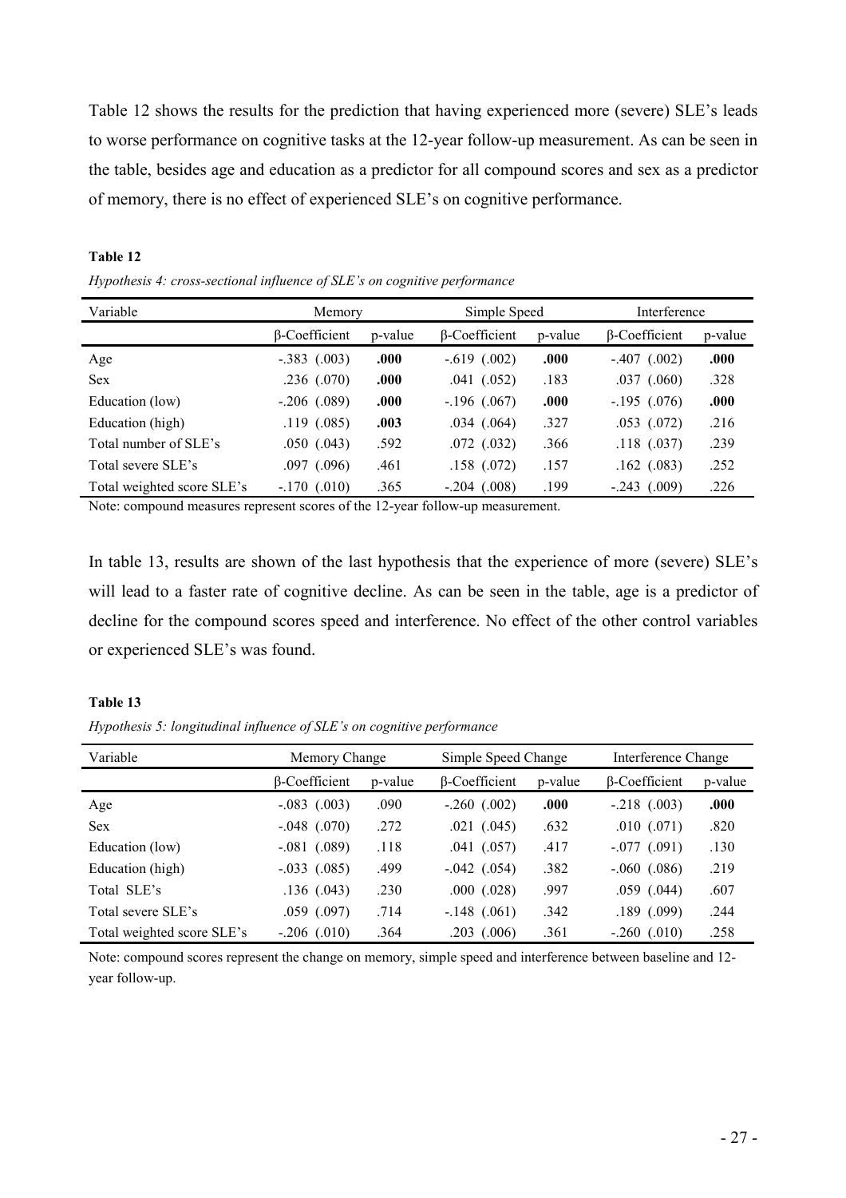Table 12 shows the results for the prediction that having experienced more (severe) SLE's leads to worse performance on cognitive tasks at the 12-year follow-up measurement. As can be seen in the table, besides age and education as a predictor for all compound scores and sex as a predictor of memory, there is no effect of experienced SLE's on cognitive performance.

**Table 12**

*Hypothesis 4: cross-sectional influence of SLE's on cognitive performance*

| Variable | Memory | | Simple Speed | | Interference | |
|---|---|---|---|---|---|---|
| | β-Coefficient | p-value | β-Coefficient | p-value | β-Coefficient | p-value |
| Age | -.383 (.003) | **.000** | -.619 (.002) | **.000** | -.407 (.002) | **.000** |
| Sex | .236 (.070) | **.000** | .041 (.052) | .183 | .037 (.060) | .328 |
| Education (low) | -.206 (.089) | **.000** | -.196 (.067) | **.000** | -.195 (.076) | **.000** |
| Education (high) | .119 (.085) | **.003** | .034 (.064) | .327 | .053 (.072) | .216 |
| Total number of SLE's | .050 (.043) | .592 | .072 (.032) | .366 | .118 (.037) | .239 |
| Total severe SLE's | .097 (.096) | .461 | .158 (.072) | .157 | .162 (.083) | .252 |
| Total weighted score SLE's | -.170 (.010) | .365 | -.204 (.008) | .199 | -.243 (.009) | .226 |

Note: compound measures represent scores of the 12-year follow-up measurement.

In table 13, results are shown of the last hypothesis that the experience of more (severe) SLE's will lead to a faster rate of cognitive decline. As can be seen in the table, age is a predictor of decline for the compound scores speed and interference. No effect of the other control variables or experienced SLE's was found.

**Table 13**

*Hypothesis 5: longitudinal influence of SLE's on cognitive performance*

| Variable | Memory Change | | Simple Speed Change | | Interference Change | |
|---|---|---|---|---|---|---|
| | β-Coefficient | p-value | β-Coefficient | p-value | β-Coefficient | p-value |
| Age | -.083 (.003) | .090 | -.260 (.002) | **.000** | -.218 (.003) | **.000** |
| Sex | -.048 (.070) | .272 | .021 (.045) | .632 | .010 (.071) | .820 |
| Education (low) | -.081 (.089) | .118 | .041 (.057) | .417 | -.077 (.091) | .130 |
| Education (high) | -.033 (.085) | .499 | -.042 (.054) | .382 | -.060 (.086) | .219 |
| Total SLE's | .136 (.043) | .230 | .000 (.028) | .997 | .059 (.044) | .607 |
| Total severe SLE's | .059 (.097) | .714 | -.148 (.061) | .342 | .189 (.099) | .244 |
| Total weighted score SLE's | -.206 (.010) | .364 | .203 (.006) | .361 | -.260 (.010) | .258 |

Note: compound scores represent the change on memory, simple speed and interference between baseline and 12-year follow-up.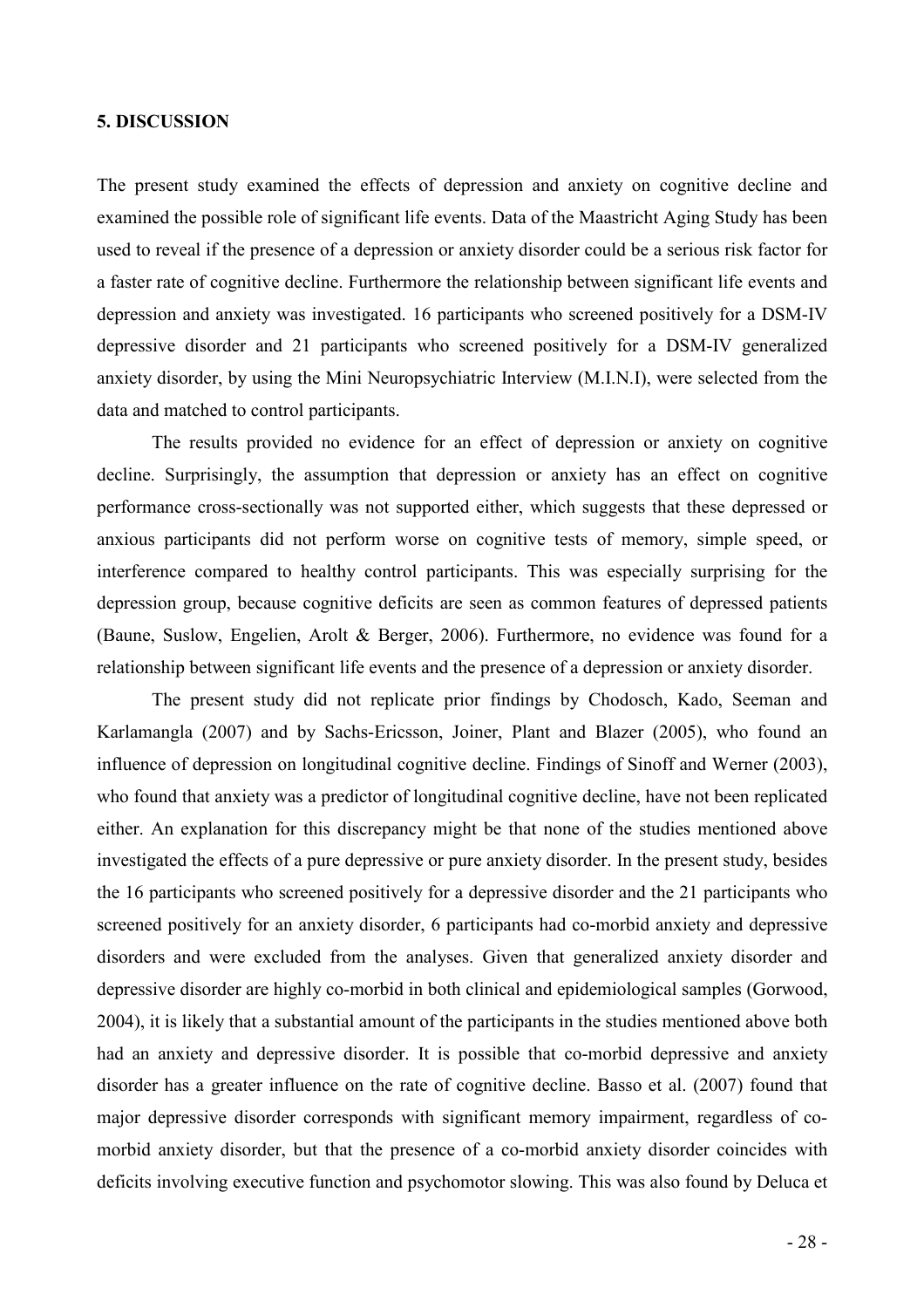## 5. DISCUSSION

The present study examined the effects of depression and anxiety on cognitive decline and examined the possible role of significant life events. Data of the Maastricht Aging Study has been used to reveal if the presence of a depression or anxiety disorder could be a serious risk factor for a faster rate of cognitive decline. Furthermore the relationship between significant life events and depression and anxiety was investigated. 16 participants who screened positively for a DSM-IV depressive disorder and 21 participants who screened positively for a DSM-IV generalized anxiety disorder, by using the Mini Neuropsychiatric Interview (M.I.N.I), were selected from the data and matched to control participants.

The results provided no evidence for an effect of depression or anxiety on cognitive decline. Surprisingly, the assumption that depression or anxiety has an effect on cognitive performance cross-sectionally was not supported either, which suggests that these depressed or anxious participants did not perform worse on cognitive tests of memory, simple speed, or interference compared to healthy control participants. This was especially surprising for the depression group, because cognitive deficits are seen as common features of depressed patients (Baune, Suslow, Engelien, Arolt & Berger, 2006). Furthermore, no evidence was found for a relationship between significant life events and the presence of a depression or anxiety disorder.

The present study did not replicate prior findings by Chodosch, Kado, Seeman and Karlamangla (2007) and by Sachs-Ericsson, Joiner, Plant and Blazer (2005), who found an influence of depression on longitudinal cognitive decline. Findings of Sinoff and Werner (2003), who found that anxiety was a predictor of longitudinal cognitive decline, have not been replicated either. An explanation for this discrepancy might be that none of the studies mentioned above investigated the effects of a pure depressive or pure anxiety disorder. In the present study, besides the 16 participants who screened positively for a depressive disorder and the 21 participants who screened positively for an anxiety disorder, 6 participants had co-morbid anxiety and depressive disorders and were excluded from the analyses. Given that generalized anxiety disorder and depressive disorder are highly co-morbid in both clinical and epidemiological samples (Gorwood, 2004), it is likely that a substantial amount of the participants in the studies mentioned above both had an anxiety and depressive disorder. It is possible that co-morbid depressive and anxiety disorder has a greater influence on the rate of cognitive decline. Basso et al. (2007) found that major depressive disorder corresponds with significant memory impairment, regardless of co-morbid anxiety disorder, but that the presence of a co-morbid anxiety disorder coincides with deficits involving executive function and psychomotor slowing. This was also found by Deluca et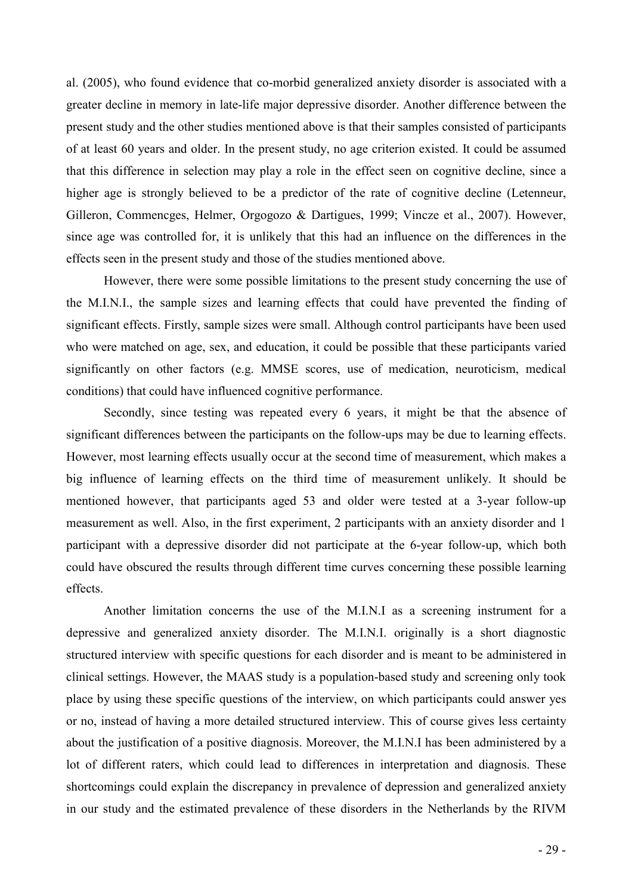al. (2005), who found evidence that co-morbid generalized anxiety disorder is associated with a greater decline in memory in late-life major depressive disorder. Another difference between the present study and the other studies mentioned above is that their samples consisted of participants of at least 60 years and older. In the present study, no age criterion existed. It could be assumed that this difference in selection may play a role in the effect seen on cognitive decline, since a higher age is strongly believed to be a predictor of the rate of cognitive decline (Letenneur, Gilleron, Commencges, Helmer, Orgogozo & Dartigues, 1999; Vincze et al., 2007). However, since age was controlled for, it is unlikely that this had an influence on the differences in the effects seen in the present study and those of the studies mentioned above.

However, there were some possible limitations to the present study concerning the use of the M.I.N.I., the sample sizes and learning effects that could have prevented the finding of significant effects. Firstly, sample sizes were small. Although control participants have been used who were matched on age, sex, and education, it could be possible that these participants varied significantly on other factors (e.g. MMSE scores, use of medication, neuroticism, medical conditions) that could have influenced cognitive performance.

Secondly, since testing was repeated every 6 years, it might be that the absence of significant differences between the participants on the follow-ups may be due to learning effects. However, most learning effects usually occur at the second time of measurement, which makes a big influence of learning effects on the third time of measurement unlikely. It should be mentioned however, that participants aged 53 and older were tested at a 3-year follow-up measurement as well. Also, in the first experiment, 2 participants with an anxiety disorder and 1 participant with a depressive disorder did not participate at the 6-year follow-up, which both could have obscured the results through different time curves concerning these possible learning effects.

Another limitation concerns the use of the M.I.N.I as a screening instrument for a depressive and generalized anxiety disorder. The M.I.N.I. originally is a short diagnostic structured interview with specific questions for each disorder and is meant to be administered in clinical settings. However, the MAAS study is a population-based study and screening only took place by using these specific questions of the interview, on which participants could answer yes or no, instead of having a more detailed structured interview. This of course gives less certainty about the justification of a positive diagnosis. Moreover, the M.I.N.I has been administered by a lot of different raters, which could lead to differences in interpretation and diagnosis. These shortcomings could explain the discrepancy in prevalence of depression and generalized anxiety in our study and the estimated prevalence of these disorders in the Netherlands by the RIVM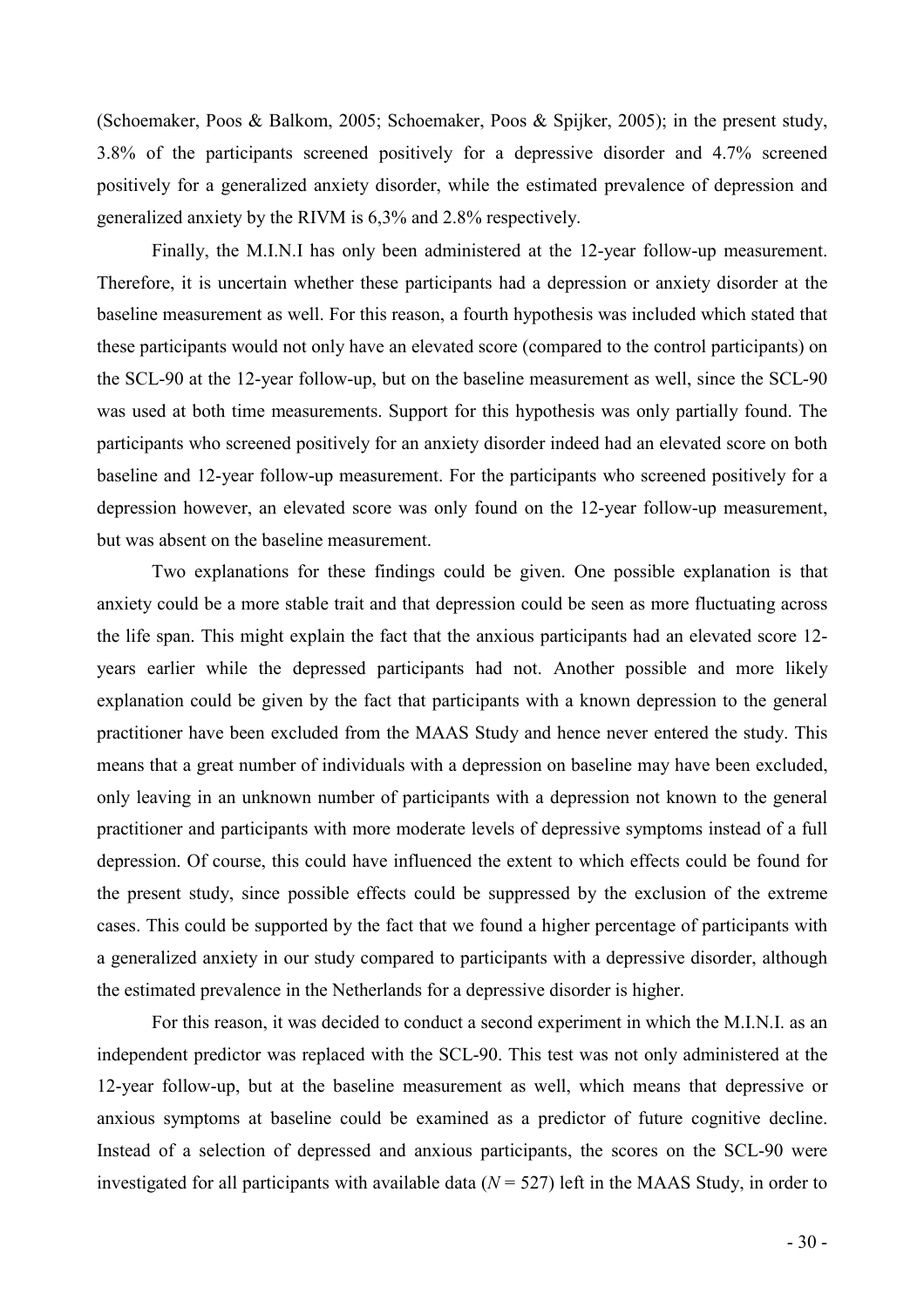(Schoemaker, Poos & Balkom, 2005; Schoemaker, Poos & Spijker, 2005); in the present study, 3.8% of the participants screened positively for a depressive disorder and 4.7% screened positively for a generalized anxiety disorder, while the estimated prevalence of depression and generalized anxiety by the RIVM is 6,3% and 2.8% respectively.

Finally, the M.I.N.I has only been administered at the 12-year follow-up measurement. Therefore, it is uncertain whether these participants had a depression or anxiety disorder at the baseline measurement as well. For this reason, a fourth hypothesis was included which stated that these participants would not only have an elevated score (compared to the control participants) on the SCL-90 at the 12-year follow-up, but on the baseline measurement as well, since the SCL-90 was used at both time measurements. Support for this hypothesis was only partially found. The participants who screened positively for an anxiety disorder indeed had an elevated score on both baseline and 12-year follow-up measurement. For the participants who screened positively for a depression however, an elevated score was only found on the 12-year follow-up measurement, but was absent on the baseline measurement.

Two explanations for these findings could be given. One possible explanation is that anxiety could be a more stable trait and that depression could be seen as more fluctuating across the life span. This might explain the fact that the anxious participants had an elevated score 12-years earlier while the depressed participants had not. Another possible and more likely explanation could be given by the fact that participants with a known depression to the general practitioner have been excluded from the MAAS Study and hence never entered the study. This means that a great number of individuals with a depression on baseline may have been excluded, only leaving in an unknown number of participants with a depression not known to the general practitioner and participants with more moderate levels of depressive symptoms instead of a full depression. Of course, this could have influenced the extent to which effects could be found for the present study, since possible effects could be suppressed by the exclusion of the extreme cases. This could be supported by the fact that we found a higher percentage of participants with a generalized anxiety in our study compared to participants with a depressive disorder, although the estimated prevalence in the Netherlands for a depressive disorder is higher.

For this reason, it was decided to conduct a second experiment in which the M.I.N.I. as an independent predictor was replaced with the SCL-90. This test was not only administered at the 12-year follow-up, but at the baseline measurement as well, which means that depressive or anxious symptoms at baseline could be examined as a predictor of future cognitive decline. Instead of a selection of depressed and anxious participants, the scores on the SCL-90 were investigated for all participants with available data ($N = 527$) left in the MAAS Study, in order to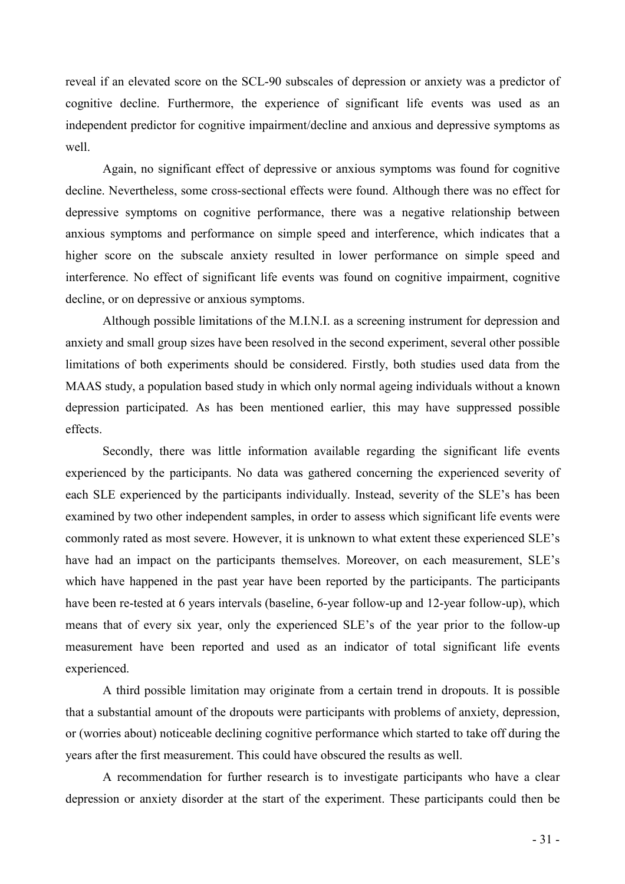reveal if an elevated score on the SCL-90 subscales of depression or anxiety was a predictor of cognitive decline. Furthermore, the experience of significant life events was used as an independent predictor for cognitive impairment/decline and anxious and depressive symptoms as well.

Again, no significant effect of depressive or anxious symptoms was found for cognitive decline. Nevertheless, some cross-sectional effects were found. Although there was no effect for depressive symptoms on cognitive performance, there was a negative relationship between anxious symptoms and performance on simple speed and interference, which indicates that a higher score on the subscale anxiety resulted in lower performance on simple speed and interference. No effect of significant life events was found on cognitive impairment, cognitive decline, or on depressive or anxious symptoms.

Although possible limitations of the M.I.N.I. as a screening instrument for depression and anxiety and small group sizes have been resolved in the second experiment, several other possible limitations of both experiments should be considered. Firstly, both studies used data from the MAAS study, a population based study in which only normal ageing individuals without a known depression participated. As has been mentioned earlier, this may have suppressed possible effects.

Secondly, there was little information available regarding the significant life events experienced by the participants. No data was gathered concerning the experienced severity of each SLE experienced by the participants individually. Instead, severity of the SLE's has been examined by two other independent samples, in order to assess which significant life events were commonly rated as most severe. However, it is unknown to what extent these experienced SLE's have had an impact on the participants themselves. Moreover, on each measurement, SLE's which have happened in the past year have been reported by the participants. The participants have been re-tested at 6 years intervals (baseline, 6-year follow-up and 12-year follow-up), which means that of every six year, only the experienced SLE's of the year prior to the follow-up measurement have been reported and used as an indicator of total significant life events experienced.

A third possible limitation may originate from a certain trend in dropouts. It is possible that a substantial amount of the dropouts were participants with problems of anxiety, depression, or (worries about) noticeable declining cognitive performance which started to take off during the years after the first measurement. This could have obscured the results as well.

A recommendation for further research is to investigate participants who have a clear depression or anxiety disorder at the start of the experiment. These participants could then be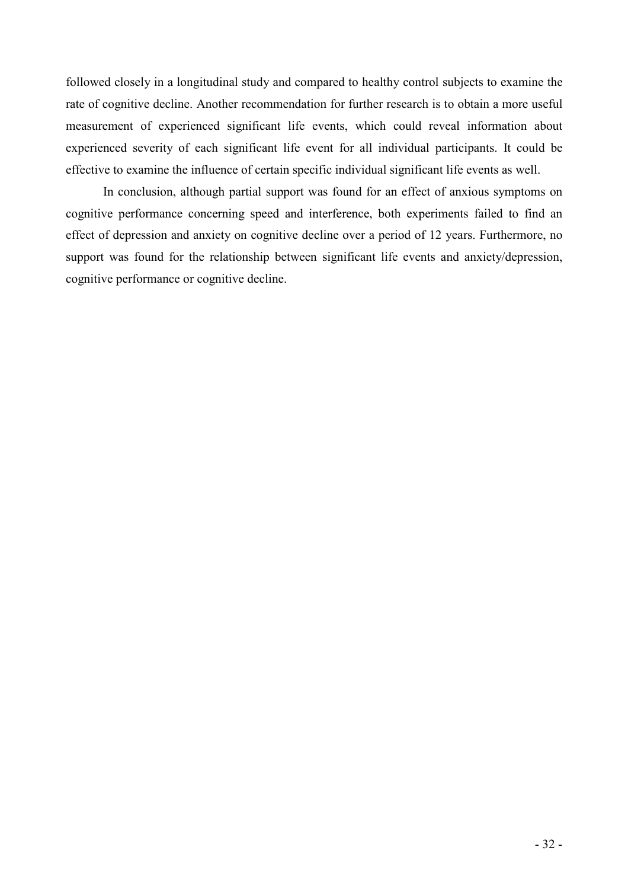followed closely in a longitudinal study and compared to healthy control subjects to examine the rate of cognitive decline. Another recommendation for further research is to obtain a more useful measurement of experienced significant life events, which could reveal information about experienced severity of each significant life event for all individual participants. It could be effective to examine the influence of certain specific individual significant life events as well.

In conclusion, although partial support was found for an effect of anxious symptoms on cognitive performance concerning speed and interference, both experiments failed to find an effect of depression and anxiety on cognitive decline over a period of 12 years. Furthermore, no support was found for the relationship between significant life events and anxiety/depression, cognitive performance or cognitive decline.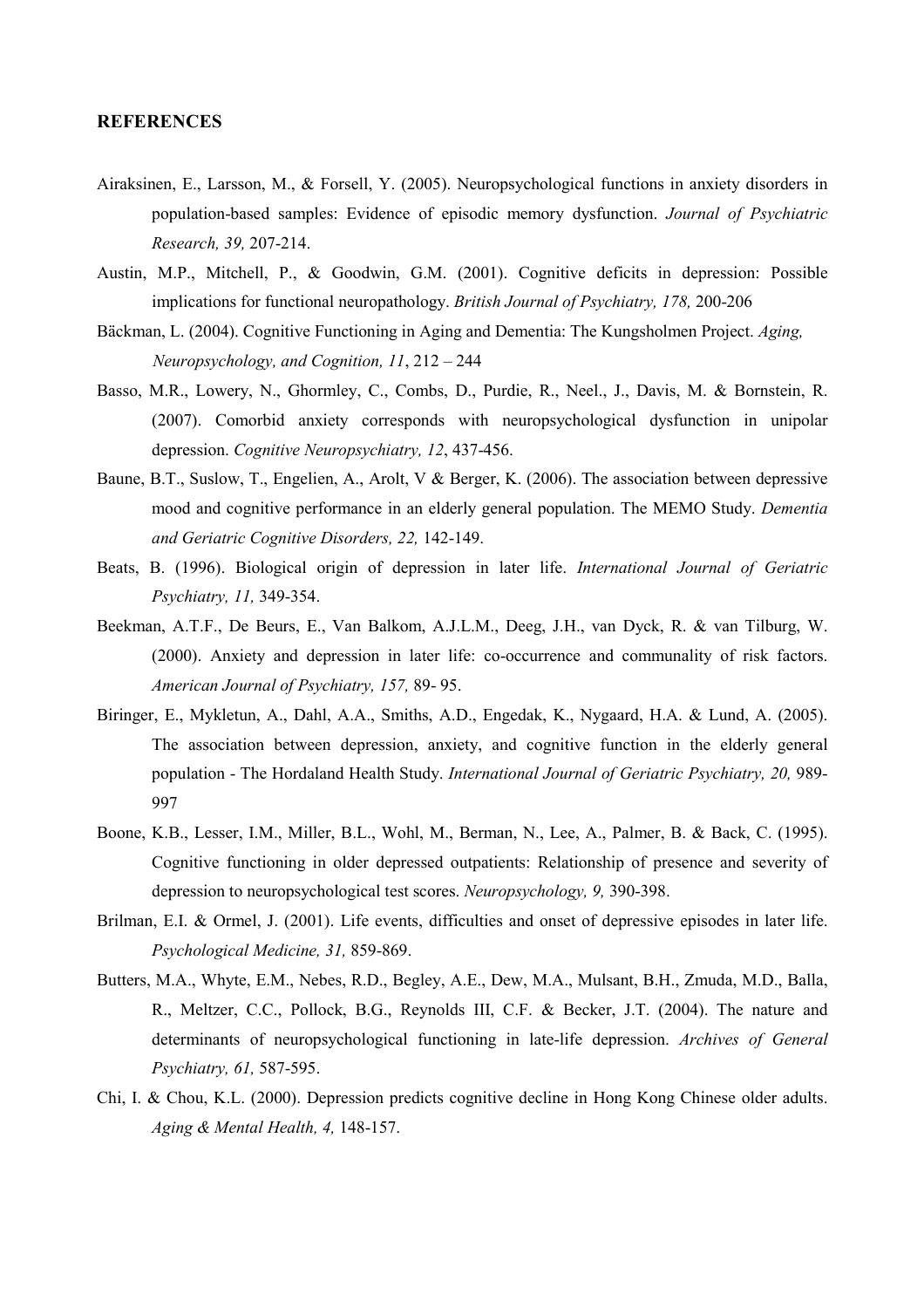**REFERENCES**

Airaksinen, E., Larsson, M., & Forsell, Y. (2005). Neuropsychological functions in anxiety disorders in population-based samples: Evidence of episodic memory dysfunction. *Journal of Psychiatric Research, 39,* 207-214.

Austin, M.P., Mitchell, P., & Goodwin, G.M. (2001). Cognitive deficits in depression: Possible implications for functional neuropathology. *British Journal of Psychiatry, 178,* 200-206

Bäckman, L. (2004). Cognitive Functioning in Aging and Dementia: The Kungsholmen Project. *Aging, Neuropsychology, and Cognition, 11*, 212 – 244

Basso, M.R., Lowery, N., Ghormley, C., Combs, D., Purdie, R., Neel., J., Davis, M. & Bornstein, R. (2007). Comorbid anxiety corresponds with neuropsychological dysfunction in unipolar depression. *Cognitive Neuropsychiatry, 12*, 437-456.

Baune, B.T., Suslow, T., Engelien, A., Arolt, V & Berger, K. (2006). The association between depressive mood and cognitive performance in an elderly general population. The MEMO Study. *Dementia and Geriatric Cognitive Disorders, 22,* 142-149.

Beats, B. (1996). Biological origin of depression in later life. *International Journal of Geriatric Psychiatry, 11,* 349-354.

Beekman, A.T.F., De Beurs, E., Van Balkom, A.J.L.M., Deeg, J.H., van Dyck, R. & van Tilburg, W. (2000). Anxiety and depression in later life: co-occurrence and communality of risk factors. *American Journal of Psychiatry, 157,* 89- 95.

Biringer, E., Mykletun, A., Dahl, A.A., Smiths, A.D., Engedak, K., Nygaard, H.A. & Lund, A. (2005). The association between depression, anxiety, and cognitive function in the elderly general population - The Hordaland Health Study. *International Journal of Geriatric Psychiatry, 20,* 989-997

Boone, K.B., Lesser, I.M., Miller, B.L., Wohl, M., Berman, N., Lee, A., Palmer, B. & Back, C. (1995). Cognitive functioning in older depressed outpatients: Relationship of presence and severity of depression to neuropsychological test scores. *Neuropsychology, 9,* 390-398.

Brilman, E.I. & Ormel, J. (2001). Life events, difficulties and onset of depressive episodes in later life. *Psychological Medicine, 31,* 859-869.

Butters, M.A., Whyte, E.M., Nebes, R.D., Begley, A.E., Dew, M.A., Mulsant, B.H., Zmuda, M.D., Balla, R., Meltzer, C.C., Pollock, B.G., Reynolds III, C.F. & Becker, J.T. (2004). The nature and determinants of neuropsychological functioning in late-life depression. *Archives of General Psychiatry, 61,* 587-595.

Chi, I. & Chou, K.L. (2000). Depression predicts cognitive decline in Hong Kong Chinese older adults. *Aging & Mental Health, 4,* 148-157.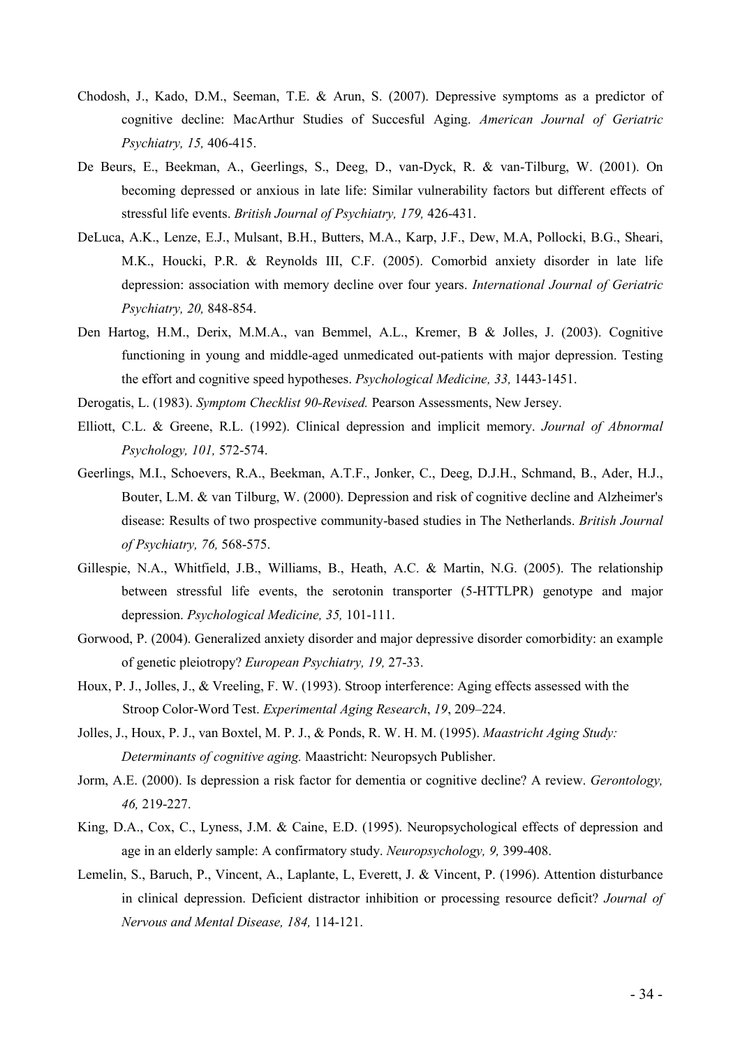Chodosh, J., Kado, D.M., Seeman, T.E. & Arun, S. (2007). Depressive symptoms as a predictor of cognitive decline: MacArthur Studies of Succesful Aging. *American Journal of Geriatric Psychiatry, 15,* 406-415.

De Beurs, E., Beekman, A., Geerlings, S., Deeg, D., van-Dyck, R. & van-Tilburg, W. (2001). On becoming depressed or anxious in late life: Similar vulnerability factors but different effects of stressful life events. *British Journal of Psychiatry, 179,* 426-431.

DeLuca, A.K., Lenze, E.J., Mulsant, B.H., Butters, M.A., Karp, J.F., Dew, M.A, Pollocki, B.G., Sheari, M.K., Houcki, P.R. & Reynolds III, C.F. (2005). Comorbid anxiety disorder in late life depression: association with memory decline over four years. *International Journal of Geriatric Psychiatry, 20,* 848-854.

Den Hartog, H.M., Derix, M.M.A., van Bemmel, A.L., Kremer, B & Jolles, J. (2003). Cognitive functioning in young and middle-aged unmedicated out-patients with major depression. Testing the effort and cognitive speed hypotheses. *Psychological Medicine, 33,* 1443-1451.

Derogatis, L. (1983). *Symptom Checklist 90-Revised.* Pearson Assessments, New Jersey.

Elliott, C.L. & Greene, R.L. (1992). Clinical depression and implicit memory. *Journal of Abnormal Psychology, 101,* 572-574.

Geerlings, M.I., Schoevers, R.A., Beekman, A.T.F., Jonker, C., Deeg, D.J.H., Schmand, B., Ader, H.J., Bouter, L.M. & van Tilburg, W. (2000). Depression and risk of cognitive decline and Alzheimer's disease: Results of two prospective community-based studies in The Netherlands. *British Journal of Psychiatry, 76,* 568-575.

Gillespie, N.A., Whitfield, J.B., Williams, B., Heath, A.C. & Martin, N.G. (2005). The relationship between stressful life events, the serotonin transporter (5-HTTLPR) genotype and major depression. *Psychological Medicine, 35,* 101-111.

Gorwood, P. (2004). Generalized anxiety disorder and major depressive disorder comorbidity: an example of genetic pleiotropy? *European Psychiatry, 19,* 27-33.

Houx, P. J., Jolles, J., & Vreeling, F. W. (1993). Stroop interference: Aging effects assessed with the Stroop Color-Word Test. *Experimental Aging Research*, *19*, 209–224.

Jolles, J., Houx, P. J., van Boxtel, M. P. J., & Ponds, R. W. H. M. (1995). *Maastricht Aging Study: Determinants of cognitive aging.* Maastricht: Neuropsych Publisher.

Jorm, A.E. (2000). Is depression a risk factor for dementia or cognitive decline? A review. *Gerontology, 46,* 219-227.

King, D.A., Cox, C., Lyness, J.M. & Caine, E.D. (1995). Neuropsychological effects of depression and age in an elderly sample: A confirmatory study. *Neuropsychology, 9,* 399-408.

Lemelin, S., Baruch, P., Vincent, A., Laplante, L, Everett, J. & Vincent, P. (1996). Attention disturbance in clinical depression. Deficient distractor inhibition or processing resource deficit? *Journal of Nervous and Mental Disease, 184,* 114-121.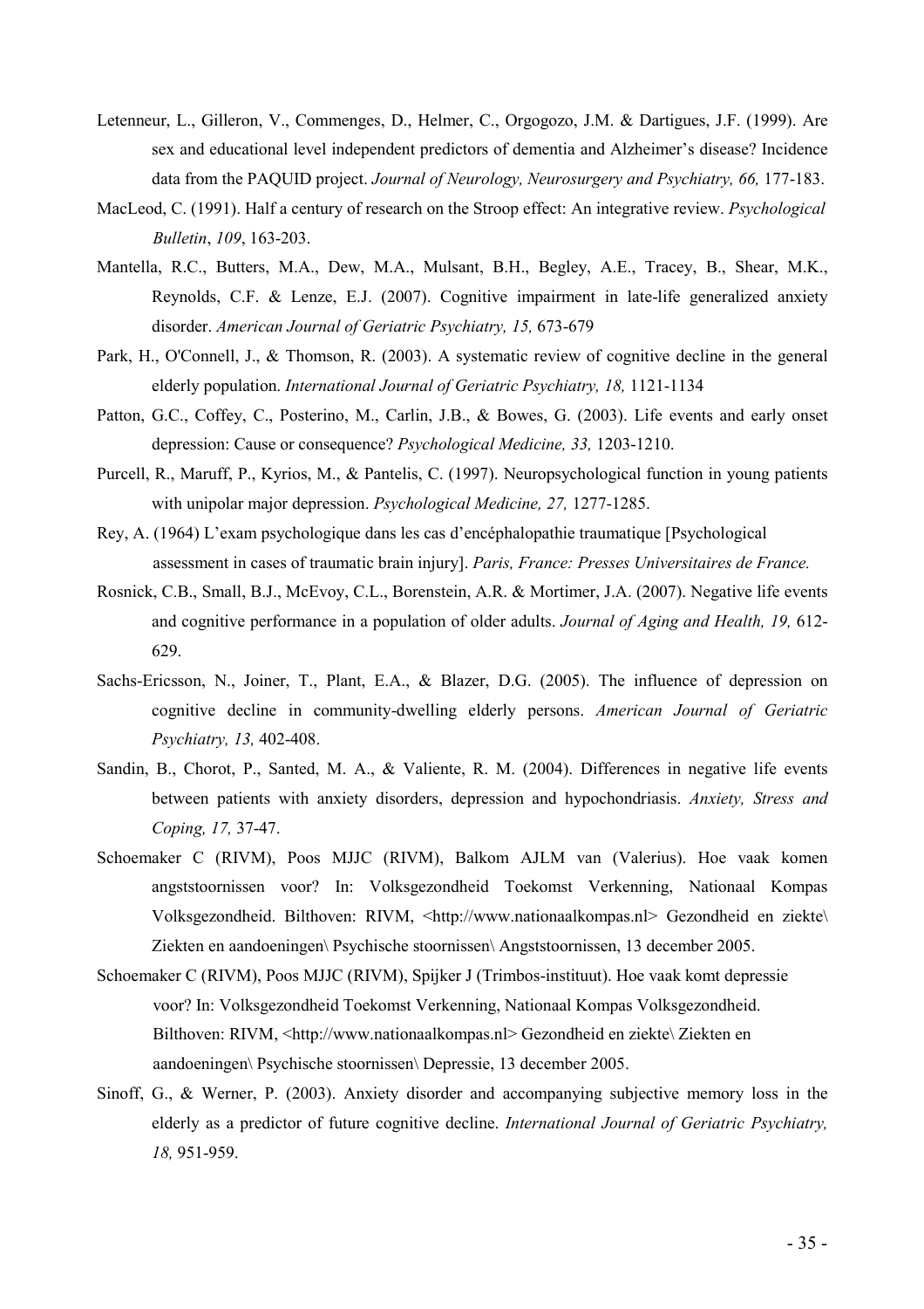Letenneur, L., Gilleron, V., Commenges, D., Helmer, C., Orgogozo, J.M. & Dartigues, J.F. (1999). Are sex and educational level independent predictors of dementia and Alzheimer's disease? Incidence data from the PAQUID project. *Journal of Neurology, Neurosurgery and Psychiatry, 66,* 177-183.

MacLeod, C. (1991). Half a century of research on the Stroop effect: An integrative review. *Psychological Bulletin*, *109*, 163-203.

Mantella, R.C., Butters, M.A., Dew, M.A., Mulsant, B.H., Begley, A.E., Tracey, B., Shear, M.K., Reynolds, C.F. & Lenze, E.J. (2007). Cognitive impairment in late-life generalized anxiety disorder. *American Journal of Geriatric Psychiatry, 15,* 673-679

Park, H., O'Connell, J., & Thomson, R. (2003). A systematic review of cognitive decline in the general elderly population. *International Journal of Geriatric Psychiatry, 18,* 1121-1134

Patton, G.C., Coffey, C., Posterino, M., Carlin, J.B., & Bowes, G. (2003). Life events and early onset depression: Cause or consequence? *Psychological Medicine, 33,* 1203-1210.

Purcell, R., Maruff, P., Kyrios, M., & Pantelis, C. (1997). Neuropsychological function in young patients with unipolar major depression. *Psychological Medicine, 27,* 1277-1285.

Rey, A. (1964) L'exam psychologique dans les cas d'encéphalopathie traumatique [Psychological assessment in cases of traumatic brain injury]. *Paris, France: Presses Universitaires de France.*

Rosnick, C.B., Small, B.J., McEvoy, C.L., Borenstein, A.R. & Mortimer, J.A. (2007). Negative life events and cognitive performance in a population of older adults. *Journal of Aging and Health, 19,* 612-629.

Sachs-Ericsson, N., Joiner, T., Plant, E.A., & Blazer, D.G. (2005). The influence of depression on cognitive decline in community-dwelling elderly persons. *American Journal of Geriatric Psychiatry, 13,* 402-408.

Sandin, B., Chorot, P., Santed, M. A., & Valiente, R. M. (2004). Differences in negative life events between patients with anxiety disorders, depression and hypochondriasis. *Anxiety, Stress and Coping, 17,* 37-47.

Schoemaker C (RIVM), Poos MJJC (RIVM), Balkom AJLM van (Valerius). Hoe vaak komen angststoornissen voor? In: Volksgezondheid Toekomst Verkenning, Nationaal Kompas Volksgezondheid. Bilthoven: RIVM, <http://www.nationaalkompas.nl> Gezondheid en ziekte\ Ziekten en aandoeningen\ Psychische stoornissen\ Angststoornissen, 13 december 2005.

Schoemaker C (RIVM), Poos MJJC (RIVM), Spijker J (Trimbos-instituut). Hoe vaak komt depressie voor? In: Volksgezondheid Toekomst Verkenning, Nationaal Kompas Volksgezondheid. Bilthoven: RIVM, <http://www.nationaalkompas.nl> Gezondheid en ziekte\ Ziekten en aandoeningen\ Psychische stoornissen\ Depressie, 13 december 2005.

Sinoff, G., & Werner, P. (2003). Anxiety disorder and accompanying subjective memory loss in the elderly as a predictor of future cognitive decline. *International Journal of Geriatric Psychiatry, 18,* 951-959.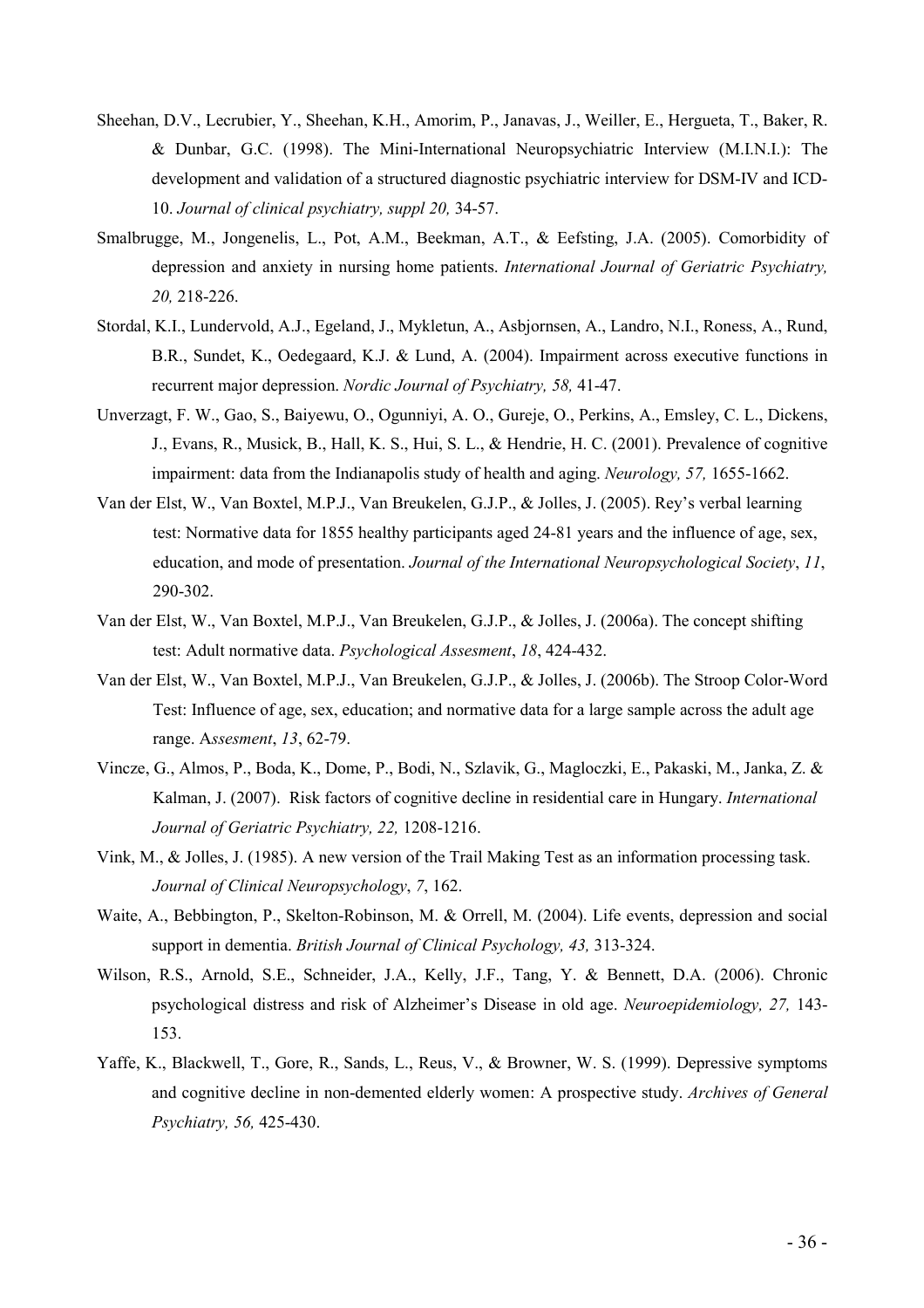Sheehan, D.V., Lecrubier, Y., Sheehan, K.H., Amorim, P., Janavas, J., Weiller, E., Hergueta, T., Baker, R. & Dunbar, G.C. (1998). The Mini-International Neuropsychiatric Interview (M.I.N.I.): The development and validation of a structured diagnostic psychiatric interview for DSM-IV and ICD-10. *Journal of clinical psychiatry, suppl 20,* 34-57.

Smalbrugge, M., Jongenelis, L., Pot, A.M., Beekman, A.T., & Eefsting, J.A. (2005). Comorbidity of depression and anxiety in nursing home patients. *International Journal of Geriatric Psychiatry, 20,* 218-226.

Stordal, K.I., Lundervold, A.J., Egeland, J., Mykletun, A., Asbjornsen, A., Landro, N.I., Roness, A., Rund, B.R., Sundet, K., Oedegaard, K.J. & Lund, A. (2004). Impairment across executive functions in recurrent major depression. *Nordic Journal of Psychiatry, 58,* 41-47.

Unverzagt, F. W., Gao, S., Baiyewu, O., Ogunniyi, A. O., Gureje, O., Perkins, A., Emsley, C. L., Dickens, J., Evans, R., Musick, B., Hall, K. S., Hui, S. L., & Hendrie, H. C. (2001). Prevalence of cognitive impairment: data from the Indianapolis study of health and aging. *Neurology, 57,* 1655-1662.

Van der Elst, W., Van Boxtel, M.P.J., Van Breukelen, G.J.P., & Jolles, J. (2005). Rey's verbal learning test: Normative data for 1855 healthy participants aged 24-81 years and the influence of age, sex, education, and mode of presentation. *Journal of the International Neuropsychological Society*, *11*, 290-302.

Van der Elst, W., Van Boxtel, M.P.J., Van Breukelen, G.J.P., & Jolles, J. (2006a). The concept shifting test: Adult normative data. *Psychological Assesment*, *18*, 424-432.

Van der Elst, W., Van Boxtel, M.P.J., Van Breukelen, G.J.P., & Jolles, J. (2006b). The Stroop Color-Word Test: Influence of age, sex, education; and normative data for a large sample across the adult age range. A*ssesment*, *13*, 62-79.

Vincze, G., Almos, P., Boda, K., Dome, P., Bodi, N., Szlavik, G., Magloczki, E., Pakaski, M., Janka, Z. & Kalman, J. (2007). Risk factors of cognitive decline in residential care in Hungary. *International Journal of Geriatric Psychiatry, 22,* 1208-1216.

Vink, M., & Jolles, J. (1985). A new version of the Trail Making Test as an information processing task. *Journal of Clinical Neuropsychology*, *7*, 162.

Waite, A., Bebbington, P., Skelton-Robinson, M. & Orrell, M. (2004). Life events, depression and social support in dementia. *British Journal of Clinical Psychology, 43,* 313-324.

Wilson, R.S., Arnold, S.E., Schneider, J.A., Kelly, J.F., Tang, Y. & Bennett, D.A. (2006). Chronic psychological distress and risk of Alzheimer's Disease in old age. *Neuroepidemiology, 27,* 143-153.

Yaffe, K., Blackwell, T., Gore, R., Sands, L., Reus, V., & Browner, W. S. (1999). Depressive symptoms and cognitive decline in non-demented elderly women: A prospective study. *Archives of General Psychiatry, 56,* 425-430.